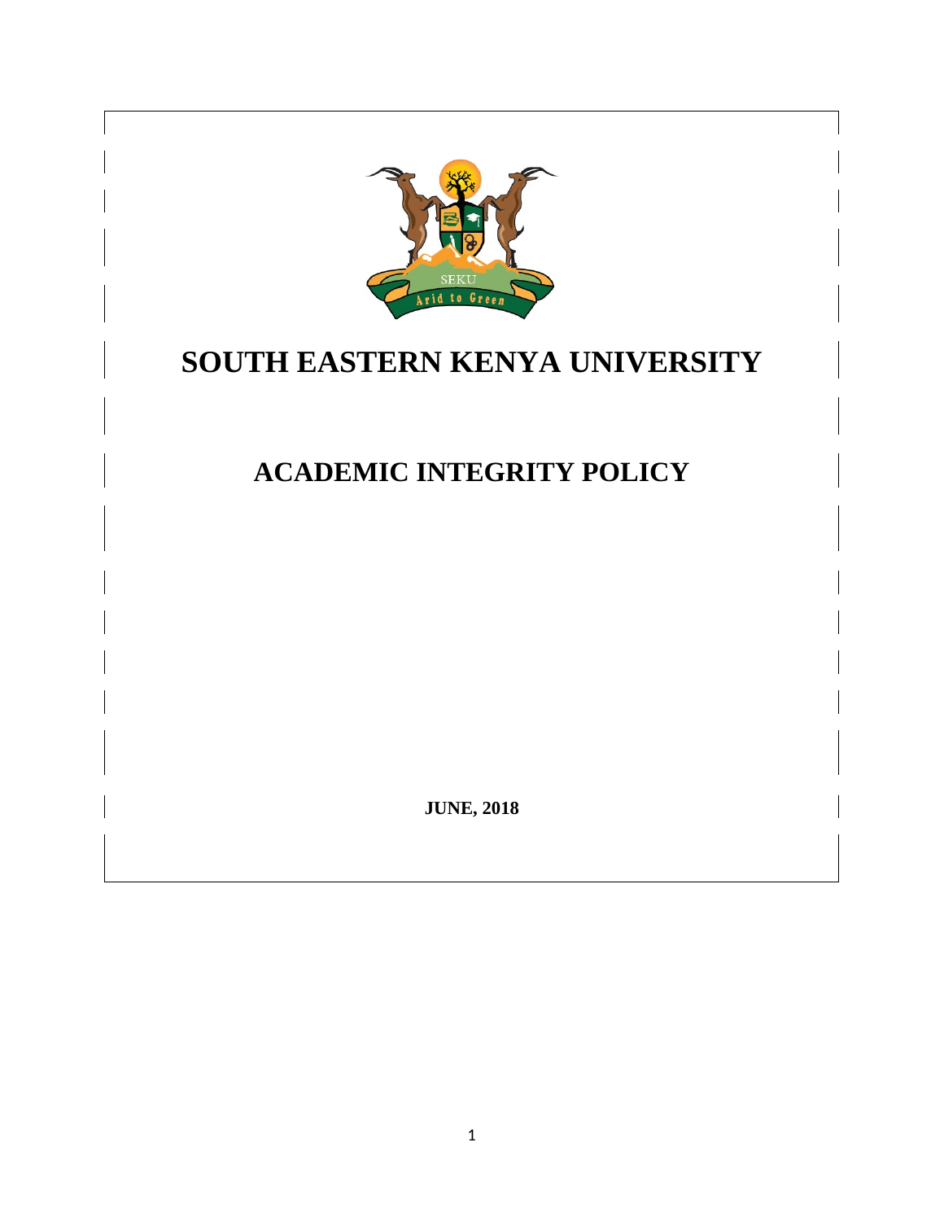# SOUTH EASTERN KENYA UNIVERSITY

## ACADEMIC INTEGRITY POLICY

**JUNE, 2018**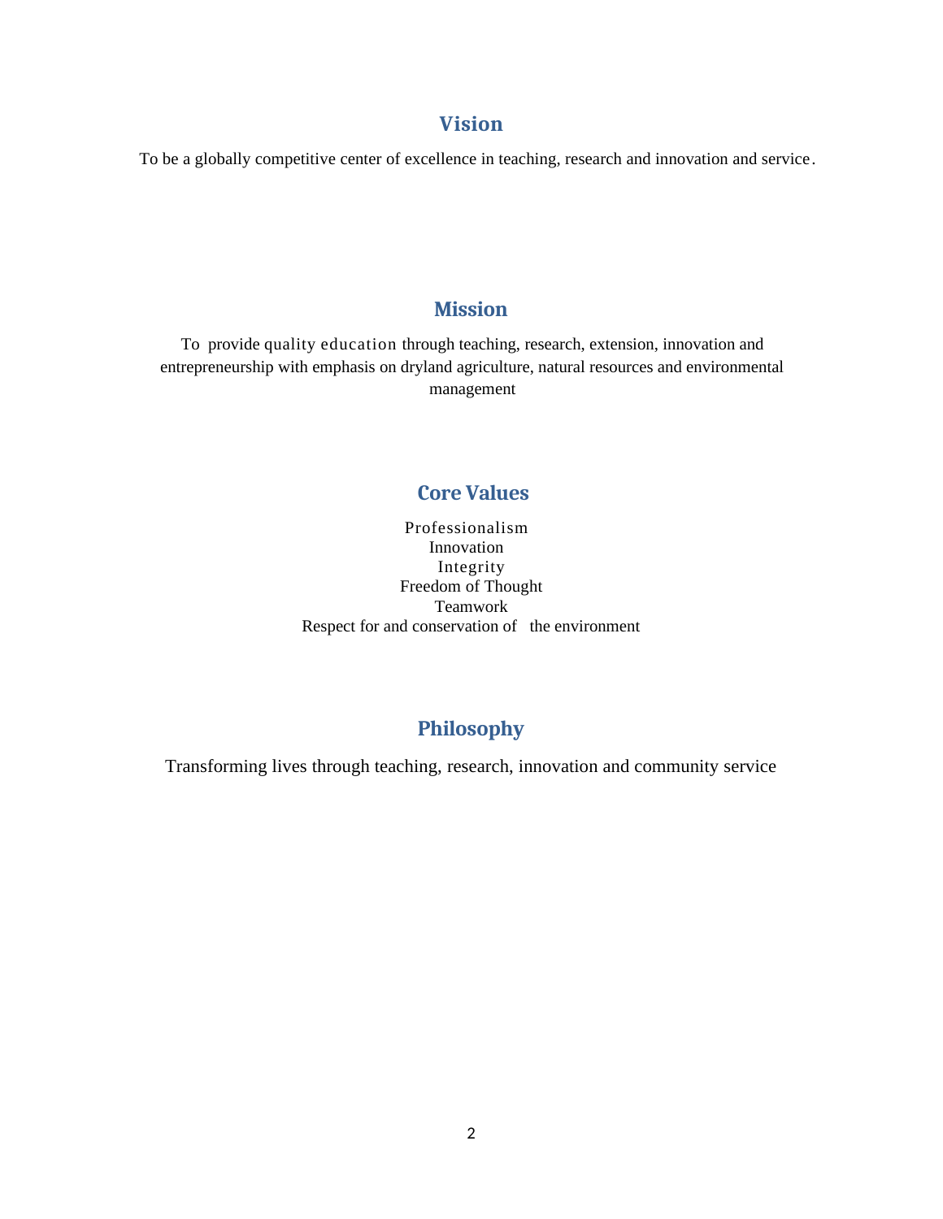## Vision

To be a globally competitive center of excellence in teaching, research and innovation and service.

## Mission

To provide quality education through teaching, research, extension, innovation and entrepreneurship with emphasis on dryland agriculture, natural resources and environmental management

## Core Values

Professionalism
Innovation
Integrity
Freedom of Thought
Teamwork
Respect for and conservation of the environment

## Philosophy

Transforming lives through teaching, research, innovation and community service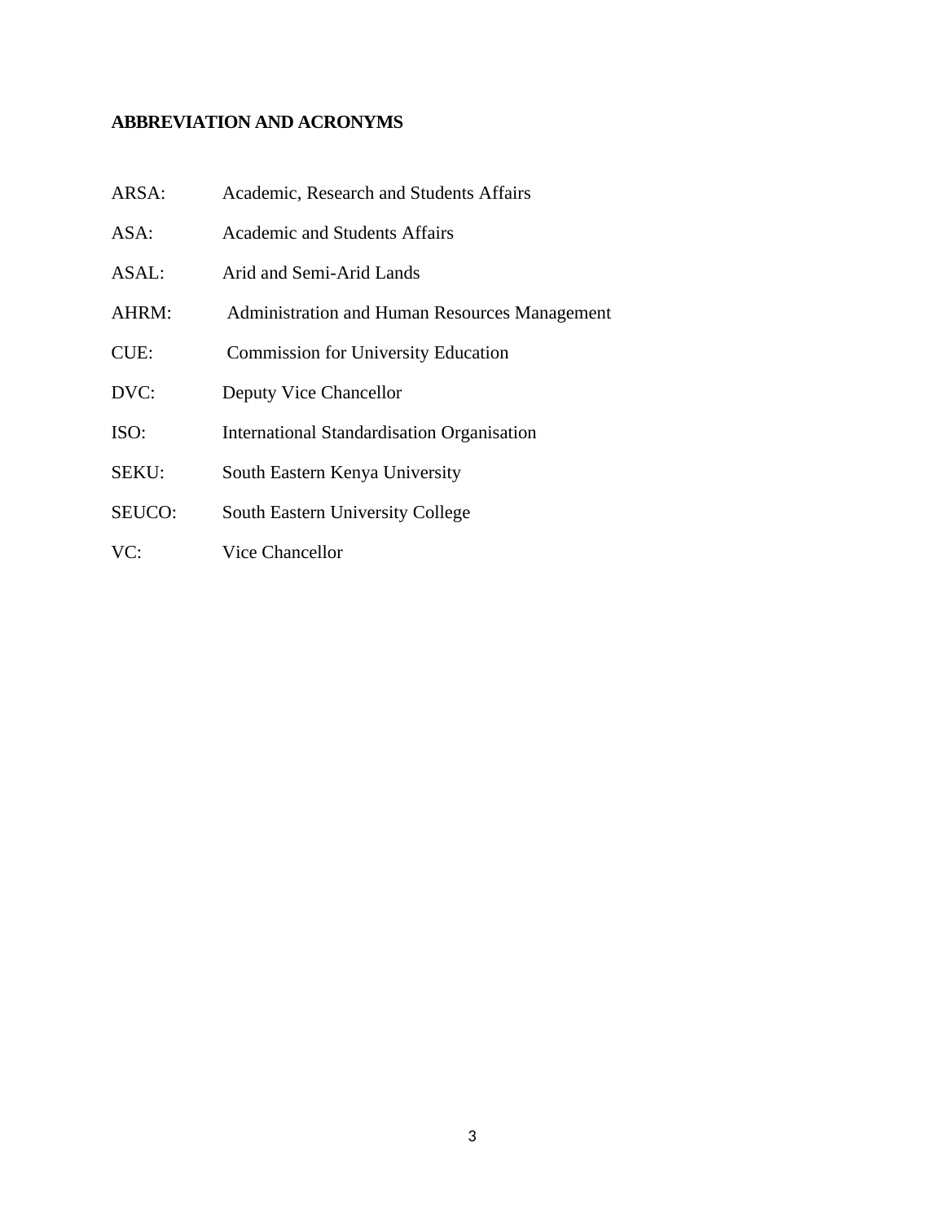## ABBREVIATION AND ACRONYMS

ARSA: Academic, Research and Students Affairs

ASA: Academic and Students Affairs

ASAL: Arid and Semi-Arid Lands

AHRM: Administration and Human Resources Management

CUE: Commission for University Education

DVC: Deputy Vice Chancellor

ISO: International Standardisation Organisation

SEKU: South Eastern Kenya University

SEUCO: South Eastern University College

VC: Vice Chancellor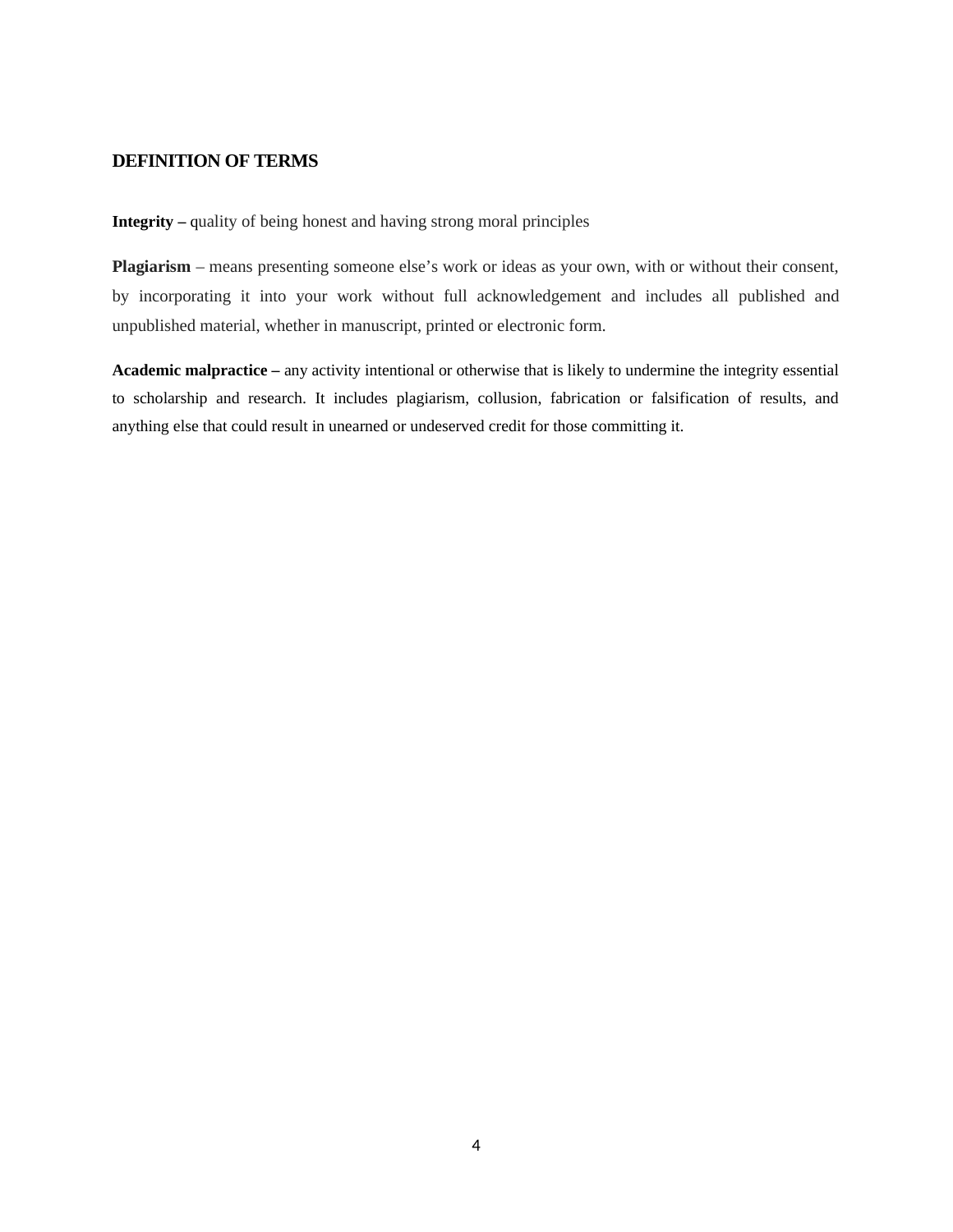## DEFINITION OF TERMS

**Integrity –** quality of being honest and having strong moral principles

**Plagiarism** – means presenting someone else's work or ideas as your own, with or without their consent, by incorporating it into your work without full acknowledgement and includes all published and unpublished material, whether in manuscript, printed or electronic form.

**Academic malpractice –** any activity intentional or otherwise that is likely to undermine the integrity essential to scholarship and research. It includes plagiarism, collusion, fabrication or falsification of results, and anything else that could result in unearned or undeserved credit for those committing it.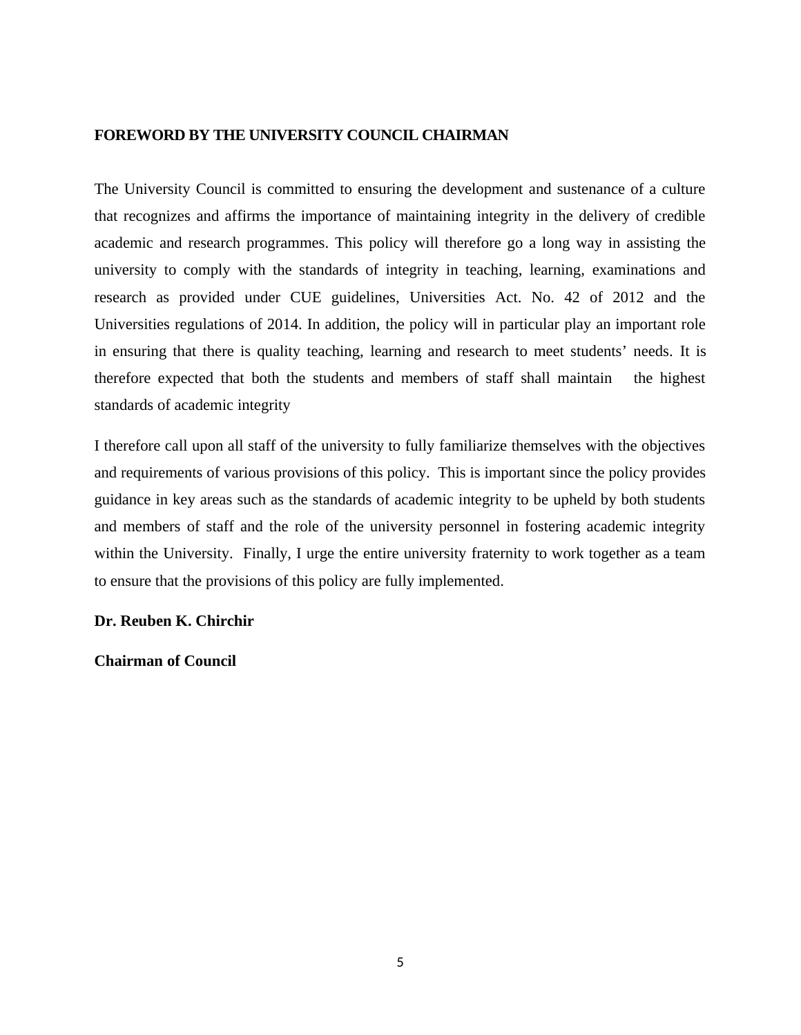## FOREWORD BY THE UNIVERSITY COUNCIL CHAIRMAN

The University Council is committed to ensuring the development and sustenance of a culture that recognizes and affirms the importance of maintaining integrity in the delivery of credible academic and research programmes. This policy will therefore go a long way in assisting the university to comply with the standards of integrity in teaching, learning, examinations and research as provided under CUE guidelines, Universities Act. No. 42 of 2012 and the Universities regulations of 2014. In addition, the policy will in particular play an important role in ensuring that there is quality teaching, learning and research to meet students' needs. It is therefore expected that both the students and members of staff shall maintain the highest standards of academic integrity

I therefore call upon all staff of the university to fully familiarize themselves with the objectives and requirements of various provisions of this policy. This is important since the policy provides guidance in key areas such as the standards of academic integrity to be upheld by both students and members of staff and the role of the university personnel in fostering academic integrity within the University. Finally, I urge the entire university fraternity to work together as a team to ensure that the provisions of this policy are fully implemented.

**Dr. Reuben K. Chirchir**

**Chairman of Council**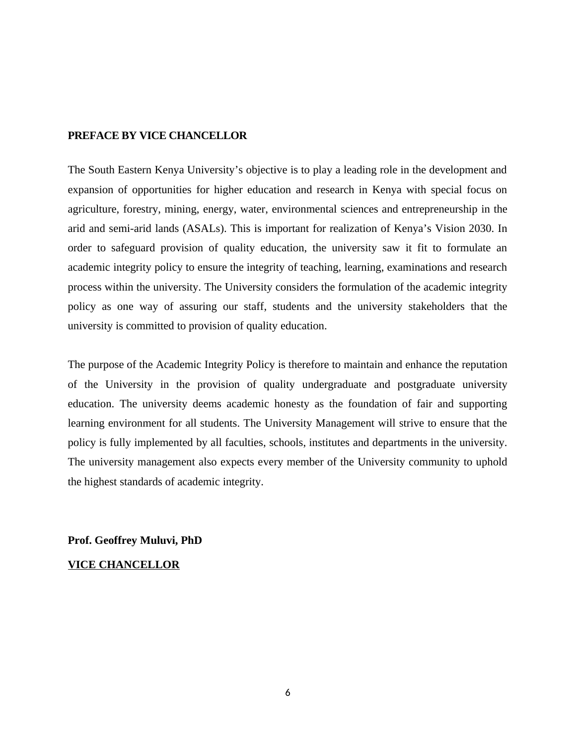## PREFACE BY VICE CHANCELLOR

The South Eastern Kenya University's objective is to play a leading role in the development and expansion of opportunities for higher education and research in Kenya with special focus on agriculture, forestry, mining, energy, water, environmental sciences and entrepreneurship in the arid and semi-arid lands (ASALs). This is important for realization of Kenya's Vision 2030. In order to safeguard provision of quality education, the university saw it fit to formulate an academic integrity policy to ensure the integrity of teaching, learning, examinations and research process within the university. The University considers the formulation of the academic integrity policy as one way of assuring our staff, students and the university stakeholders that the university is committed to provision of quality education.

The purpose of the Academic Integrity Policy is therefore to maintain and enhance the reputation of the University in the provision of quality undergraduate and postgraduate university education. The university deems academic honesty as the foundation of fair and supporting learning environment for all students. The University Management will strive to ensure that the policy is fully implemented by all faculties, schools, institutes and departments in the university. The university management also expects every member of the University community to uphold the highest standards of academic integrity.

**Prof. Geoffrey Muluvi, PhD**

**VICE CHANCELLOR**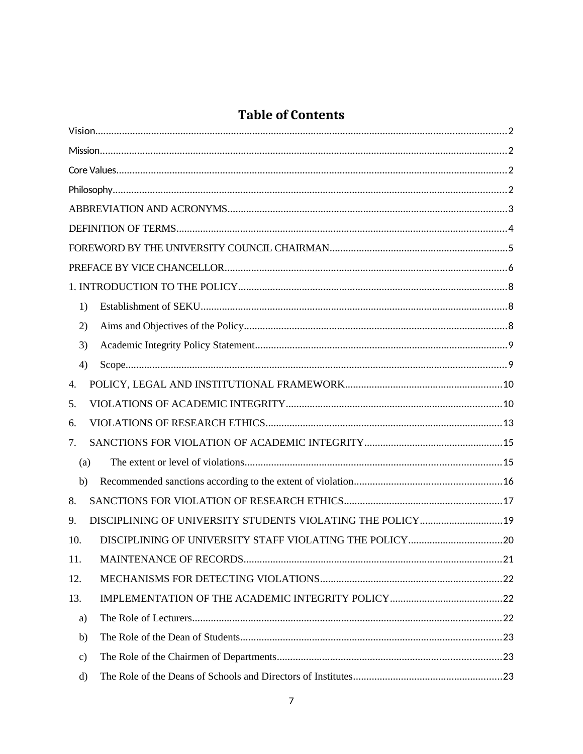# Table of Contents

Vision.......................................................................................................................................2

Mission.......................................................................................................................................2

Core Values.......................................................................................................................................2

Philosophy.......................................................................................................................................2

ABBREVIATION AND ACRONYMS.......................................................................................................3

DEFINITION OF TERMS.......................................................................................................................4

FOREWORD BY THE UNIVERSITY COUNCIL CHAIRMAN...............................................................5

PREFACE BY VICE CHANCELLOR.......................................................................................................6

1. INTRODUCTION TO THE POLICY.......................................................................................................8

1) Establishment of SEKU.......................................................................................................8

2) Aims and Objectives of the Policy.......................................................................................8

3) Academic Integrity Policy Statement.......................................................................................9

4) Scope.......................................................................................................9

4. POLICY, LEGAL AND INSTITUTIONAL FRAMEWORK.......................................................................10

5. VIOLATIONS OF ACADEMIC INTEGRITY.......................................................................................10

6. VIOLATIONS OF RESEARCH ETHICS.......................................................................................13

7. SANCTIONS FOR VIOLATION OF ACADEMIC INTEGRITY.......................................................15

(a) The extent or level of violations.......................................................................................15

b) Recommended sanctions according to the extent of violation.......................................................16

8. SANCTIONS FOR VIOLATION OF RESEARCH ETHICS.......................................................................17

9. DISCIPLINING OF UNIVERSITY STUDENTS VIOLATING THE POLICY.......................................19

10. DISCIPLINING OF UNIVERSITY STAFF VIOLATING THE POLICY.......................................20

11. MAINTENANCE OF RECORDS.......................................................................................21

12. MECHANISMS FOR DETECTING VIOLATIONS.......................................................................22

13. IMPLEMENTATION OF THE ACADEMIC INTEGRITY POLICY.......................................................22

a) The Role of Lecturers.......................................................................................................22

b) The Role of the Dean of Students.......................................................................................23

c) The Role of the Chairmen of Departments.......................................................................23

d) The Role of the Deans of Schools and Directors of Institutes.......................................................23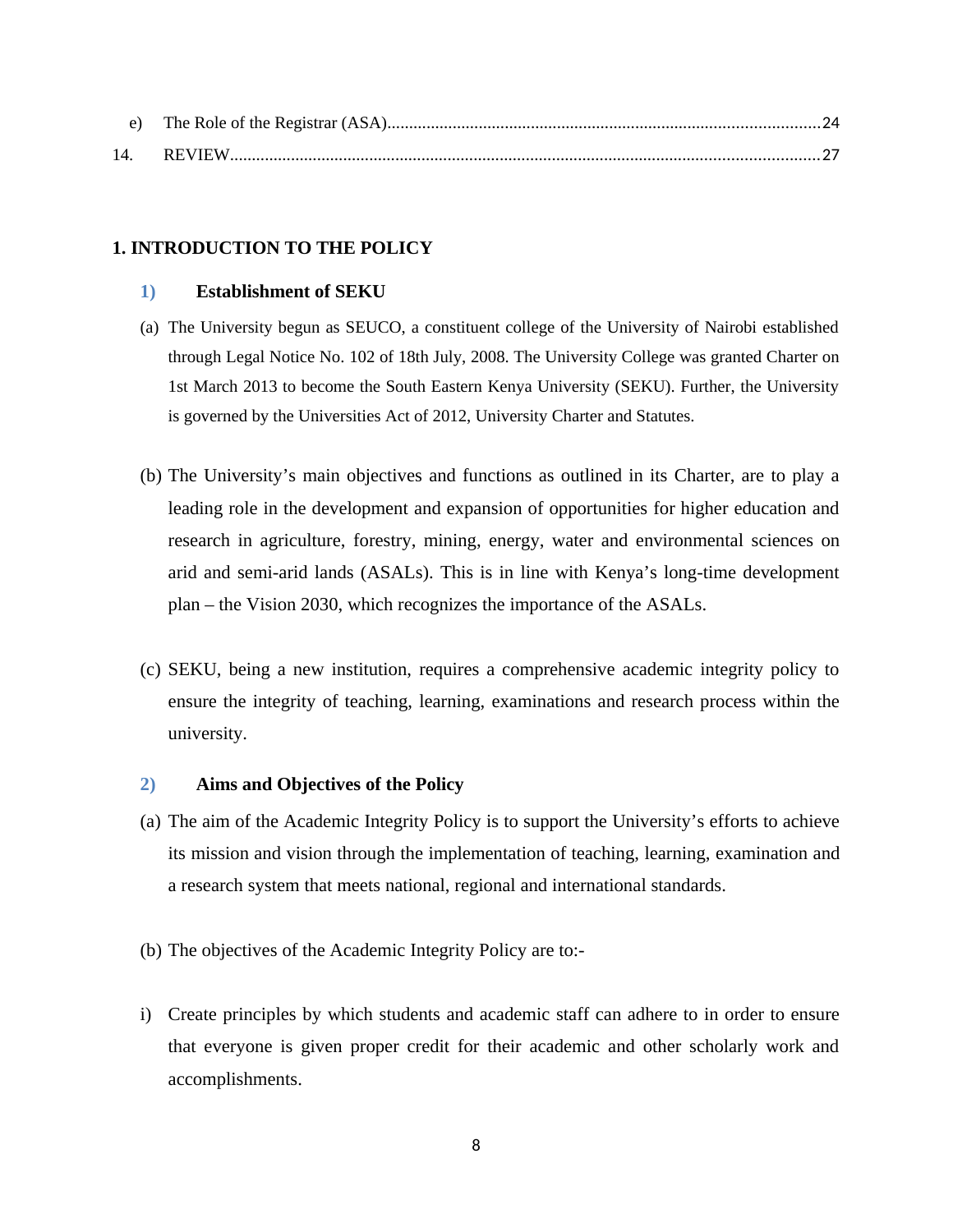e) The Role of the Registrar (ASA).......................................................................................................24

14. REVIEW.........................................................................................................................................27

## 1. INTRODUCTION TO THE POLICY

### 1) Establishment of SEKU

(a) The University begun as SEUCO, a constituent college of the University of Nairobi established through Legal Notice No. 102 of 18th July, 2008. The University College was granted Charter on 1st March 2013 to become the South Eastern Kenya University (SEKU). Further, the University is governed by the Universities Act of 2012, University Charter and Statutes.

(b) The University's main objectives and functions as outlined in its Charter, are to play a leading role in the development and expansion of opportunities for higher education and research in agriculture, forestry, mining, energy, water and environmental sciences on arid and semi-arid lands (ASALs). This is in line with Kenya's long-time development plan – the Vision 2030, which recognizes the importance of the ASALs.

(c) SEKU, being a new institution, requires a comprehensive academic integrity policy to ensure the integrity of teaching, learning, examinations and research process within the university.

### 2) Aims and Objectives of the Policy

(a) The aim of the Academic Integrity Policy is to support the University's efforts to achieve its mission and vision through the implementation of teaching, learning, examination and a research system that meets national, regional and international standards.

(b) The objectives of the Academic Integrity Policy are to:-

i) Create principles by which students and academic staff can adhere to in order to ensure that everyone is given proper credit for their academic and other scholarly work and accomplishments.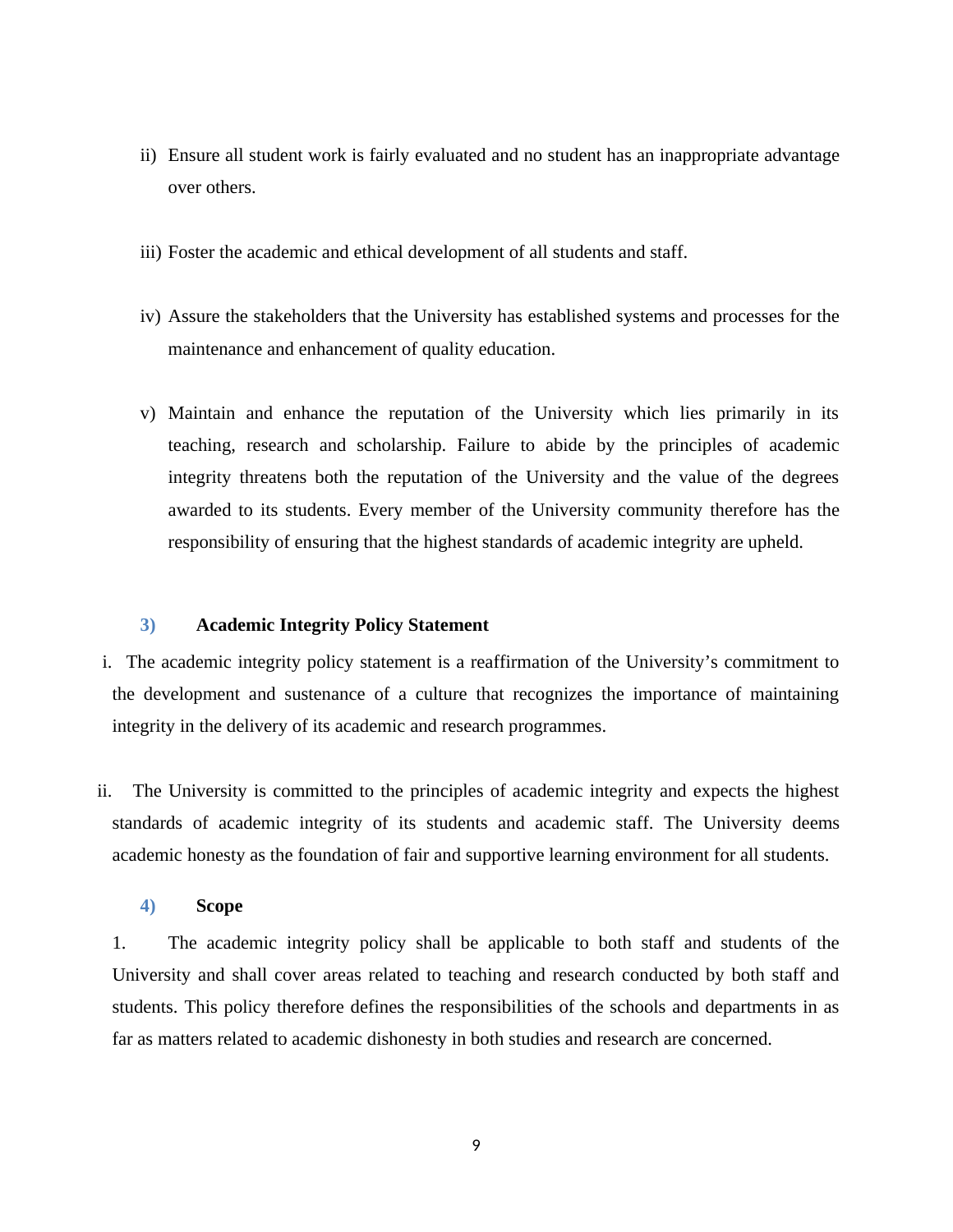ii) Ensure all student work is fairly evaluated and no student has an inappropriate advantage over others.

iii) Foster the academic and ethical development of all students and staff.

iv) Assure the stakeholders that the University has established systems and processes for the maintenance and enhancement of quality education.

v) Maintain and enhance the reputation of the University which lies primarily in its teaching, research and scholarship. Failure to abide by the principles of academic integrity threatens both the reputation of the University and the value of the degrees awarded to its students. Every member of the University community therefore has the responsibility of ensuring that the highest standards of academic integrity are upheld.

## 3) Academic Integrity Policy Statement

i. The academic integrity policy statement is a reaffirmation of the University's commitment to the development and sustenance of a culture that recognizes the importance of maintaining integrity in the delivery of its academic and research programmes.

ii. The University is committed to the principles of academic integrity and expects the highest standards of academic integrity of its students and academic staff. The University deems academic honesty as the foundation of fair and supportive learning environment for all students.

## 4) Scope

1. The academic integrity policy shall be applicable to both staff and students of the University and shall cover areas related to teaching and research conducted by both staff and students. This policy therefore defines the responsibilities of the schools and departments in as far as matters related to academic dishonesty in both studies and research are concerned.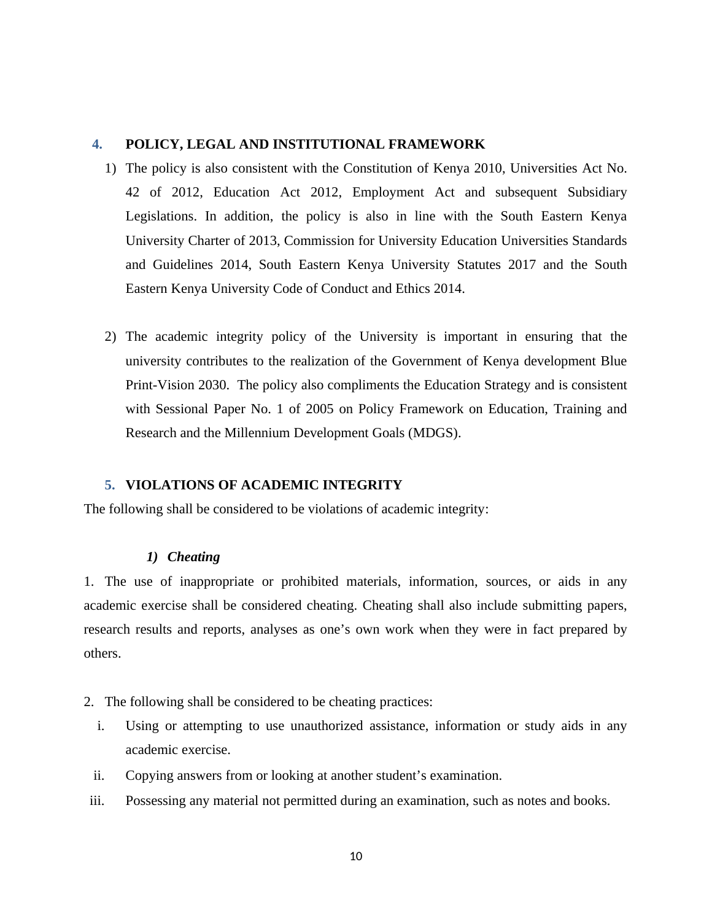## 4. POLICY, LEGAL AND INSTITUTIONAL FRAMEWORK

1) The policy is also consistent with the Constitution of Kenya 2010, Universities Act No. 42 of 2012, Education Act 2012, Employment Act and subsequent Subsidiary Legislations. In addition, the policy is also in line with the South Eastern Kenya University Charter of 2013, Commission for University Education Universities Standards and Guidelines 2014, South Eastern Kenya University Statutes 2017 and the South Eastern Kenya University Code of Conduct and Ethics 2014.

2) The academic integrity policy of the University is important in ensuring that the university contributes to the realization of the Government of Kenya development Blue Print-Vision 2030. The policy also compliments the Education Strategy and is consistent with Sessional Paper No. 1 of 2005 on Policy Framework on Education, Training and Research and the Millennium Development Goals (MDGS).

## 5. VIOLATIONS OF ACADEMIC INTEGRITY

The following shall be considered to be violations of academic integrity:

### *1) Cheating*

1. The use of inappropriate or prohibited materials, information, sources, or aids in any academic exercise shall be considered cheating. Cheating shall also include submitting papers, research results and reports, analyses as one's own work when they were in fact prepared by others.

2. The following shall be considered to be cheating practices:

   i. Using or attempting to use unauthorized assistance, information or study aids in any academic exercise.

   ii. Copying answers from or looking at another student's examination.

   iii. Possessing any material not permitted during an examination, such as notes and books.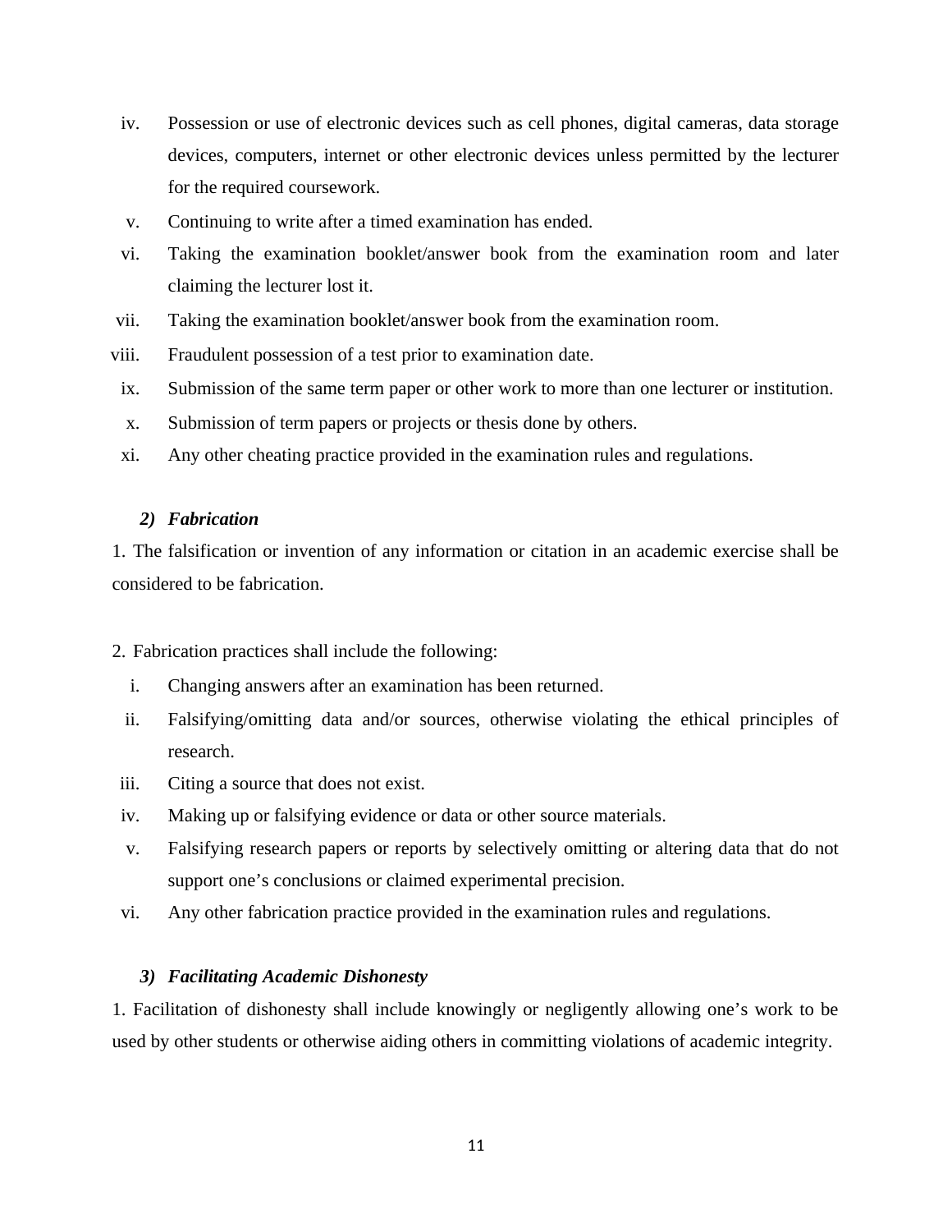iv. Possession or use of electronic devices such as cell phones, digital cameras, data storage devices, computers, internet or other electronic devices unless permitted by the lecturer for the required coursework.
v. Continuing to write after a timed examination has ended.
vi. Taking the examination booklet/answer book from the examination room and later claiming the lecturer lost it.
vii. Taking the examination booklet/answer book from the examination room.
viii. Fraudulent possession of a test prior to examination date.
ix. Submission of the same term paper or other work to more than one lecturer or institution.
x. Submission of term papers or projects or thesis done by others.
xi. Any other cheating practice provided in the examination rules and regulations.

### 2) *Fabrication*

1. The falsification or invention of any information or citation in an academic exercise shall be considered to be fabrication.

2. Fabrication practices shall include the following:

i. Changing answers after an examination has been returned.
ii. Falsifying/omitting data and/or sources, otherwise violating the ethical principles of research.
iii. Citing a source that does not exist.
iv. Making up or falsifying evidence or data or other source materials.
v. Falsifying research papers or reports by selectively omitting or altering data that do not support one's conclusions or claimed experimental precision.
vi. Any other fabrication practice provided in the examination rules and regulations.

### 3) *Facilitating Academic Dishonesty*

1. Facilitation of dishonesty shall include knowingly or negligently allowing one's work to be used by other students or otherwise aiding others in committing violations of academic integrity.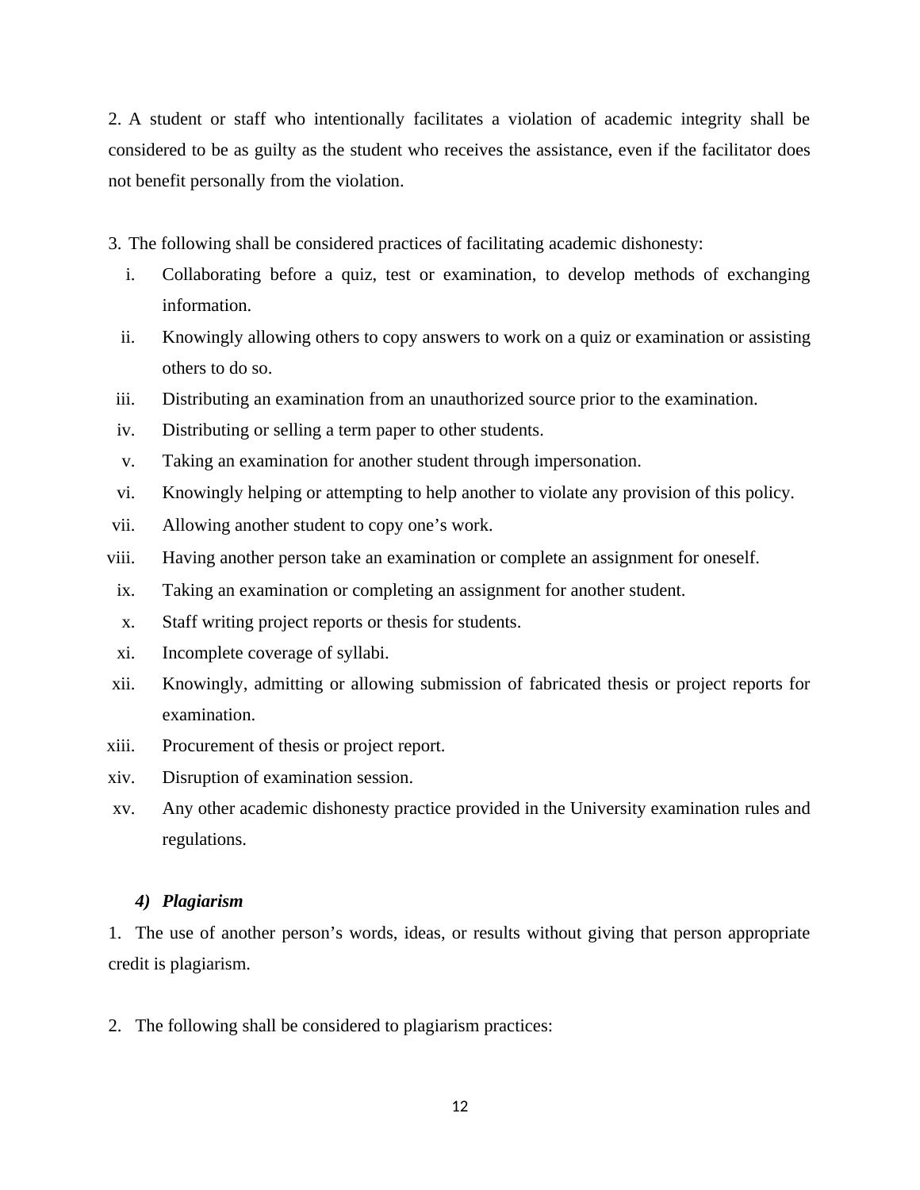2. A student or staff who intentionally facilitates a violation of academic integrity shall be considered to be as guilty as the student who receives the assistance, even if the facilitator does not benefit personally from the violation.

3. The following shall be considered practices of facilitating academic dishonesty:

i. Collaborating before a quiz, test or examination, to develop methods of exchanging information.
ii. Knowingly allowing others to copy answers to work on a quiz or examination or assisting others to do so.
iii. Distributing an examination from an unauthorized source prior to the examination.
iv. Distributing or selling a term paper to other students.
v. Taking an examination for another student through impersonation.
vi. Knowingly helping or attempting to help another to violate any provision of this policy.
vii. Allowing another student to copy one's work.
viii. Having another person take an examination or complete an assignment for oneself.
ix. Taking an examination or completing an assignment for another student.
x. Staff writing project reports or thesis for students.
xi. Incomplete coverage of syllabi.
xii. Knowingly, admitting or allowing submission of fabricated thesis or project reports for examination.
xiii. Procurement of thesis or project report.
xiv. Disruption of examination session.
xv. Any other academic dishonesty practice provided in the University examination rules and regulations.

***4) Plagiarism***

1. The use of another person's words, ideas, or results without giving that person appropriate credit is plagiarism.

2. The following shall be considered to plagiarism practices: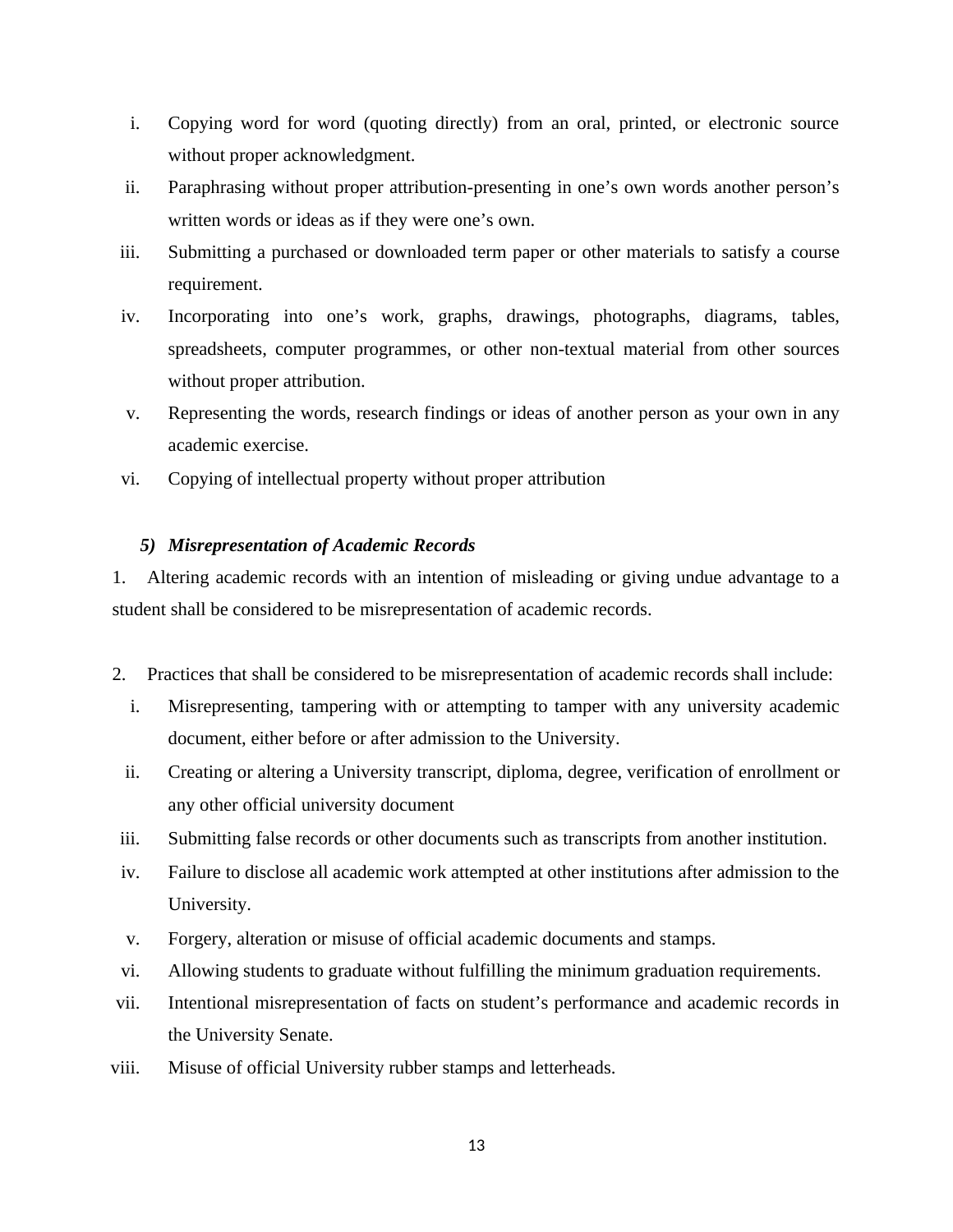i. Copying word for word (quoting directly) from an oral, printed, or electronic source without proper acknowledgment.
ii. Paraphrasing without proper attribution-presenting in one's own words another person's written words or ideas as if they were one's own.
iii. Submitting a purchased or downloaded term paper or other materials to satisfy a course requirement.
iv. Incorporating into one's work, graphs, drawings, photographs, diagrams, tables, spreadsheets, computer programmes, or other non-textual material from other sources without proper attribution.
v. Representing the words, research findings or ideas of another person as your own in any academic exercise.
vi. Copying of intellectual property without proper attribution

### 5) *Misrepresentation of Academic Records*

1. Altering academic records with an intention of misleading or giving undue advantage to a student shall be considered to be misrepresentation of academic records.

2. Practices that shall be considered to be misrepresentation of academic records shall include:

i. Misrepresenting, tampering with or attempting to tamper with any university academic document, either before or after admission to the University.
ii. Creating or altering a University transcript, diploma, degree, verification of enrollment or any other official university document
iii. Submitting false records or other documents such as transcripts from another institution.
iv. Failure to disclose all academic work attempted at other institutions after admission to the University.
v. Forgery, alteration or misuse of official academic documents and stamps.
vi. Allowing students to graduate without fulfilling the minimum graduation requirements.
vii. Intentional misrepresentation of facts on student's performance and academic records in the University Senate.
viii. Misuse of official University rubber stamps and letterheads.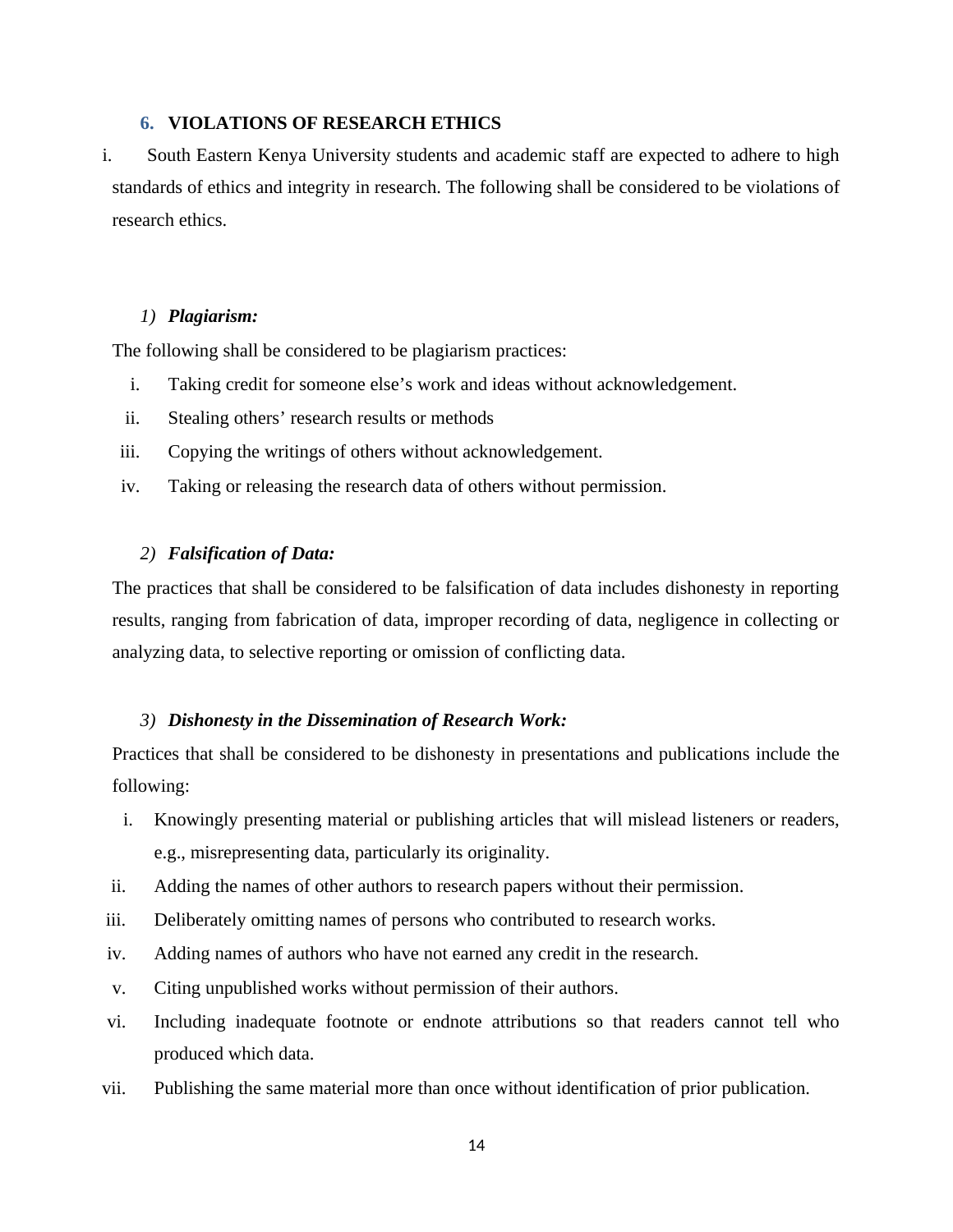## 6. VIOLATIONS OF RESEARCH ETHICS

i. South Eastern Kenya University students and academic staff are expected to adhere to high standards of ethics and integrity in research. The following shall be considered to be violations of research ethics.

### 1) *Plagiarism:*

The following shall be considered to be plagiarism practices:

i. Taking credit for someone else's work and ideas without acknowledgement.
ii. Stealing others' research results or methods
iii. Copying the writings of others without acknowledgement.
iv. Taking or releasing the research data of others without permission.

### 2) *Falsification of Data:*

The practices that shall be considered to be falsification of data includes dishonesty in reporting results, ranging from fabrication of data, improper recording of data, negligence in collecting or analyzing data, to selective reporting or omission of conflicting data.

### 3) *Dishonesty in the Dissemination of Research Work:*

Practices that shall be considered to be dishonesty in presentations and publications include the following:

i. Knowingly presenting material or publishing articles that will mislead listeners or readers, e.g., misrepresenting data, particularly its originality.
ii. Adding the names of other authors to research papers without their permission.
iii. Deliberately omitting names of persons who contributed to research works.
iv. Adding names of authors who have not earned any credit in the research.
v. Citing unpublished works without permission of their authors.
vi. Including inadequate footnote or endnote attributions so that readers cannot tell who produced which data.
vii. Publishing the same material more than once without identification of prior publication.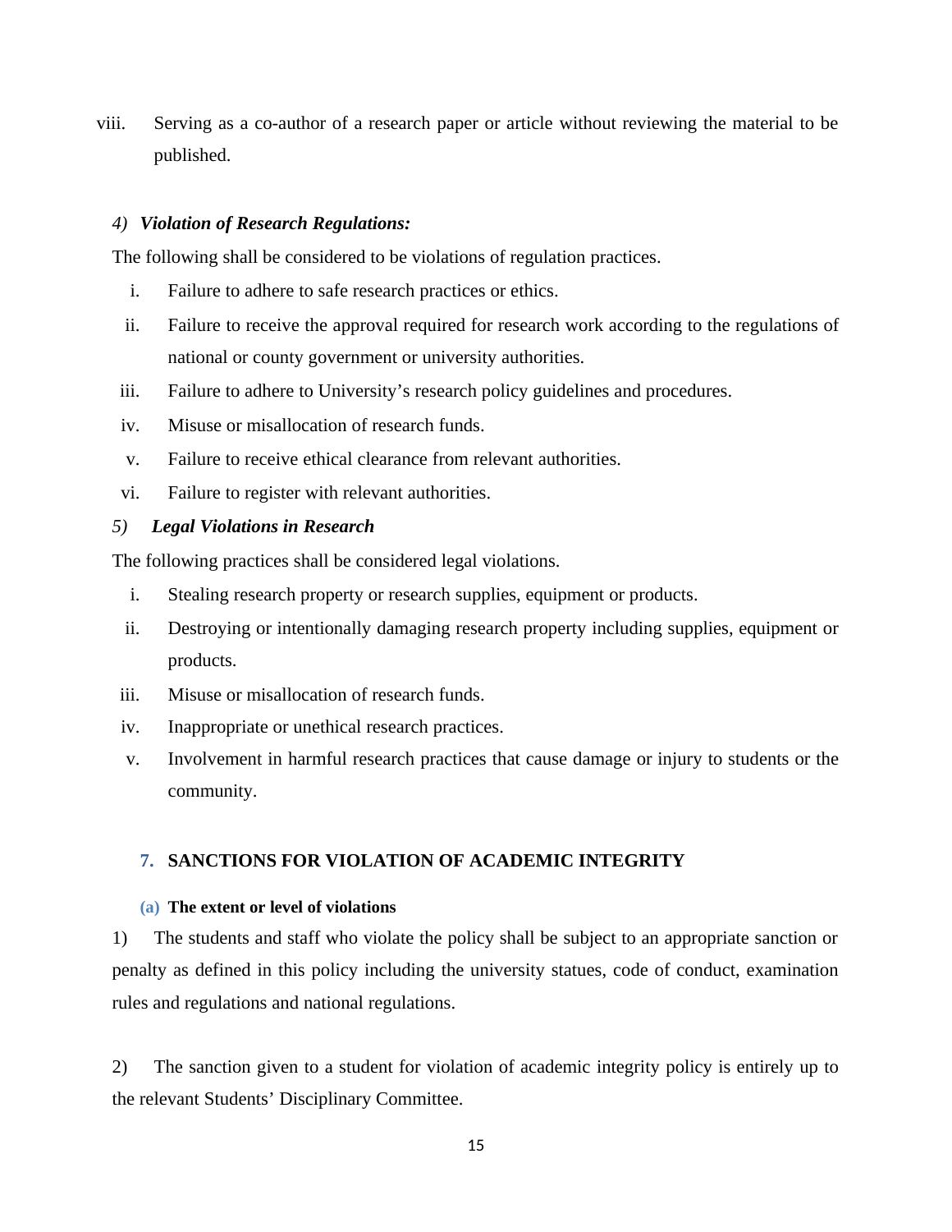viii. Serving as a co-author of a research paper or article without reviewing the material to be published.

*4)* ***Violation of Research Regulations:***

The following shall be considered to be violations of regulation practices.

i. Failure to adhere to safe research practices or ethics.

ii. Failure to receive the approval required for research work according to the regulations of national or county government or university authorities.

iii. Failure to adhere to University's research policy guidelines and procedures.

iv. Misuse or misallocation of research funds.

v. Failure to receive ethical clearance from relevant authorities.

vi. Failure to register with relevant authorities.

*5)* ***Legal Violations in Research***

The following practices shall be considered legal violations.

i. Stealing research property or research supplies, equipment or products.

ii. Destroying or intentionally damaging research property including supplies, equipment or products.

iii. Misuse or misallocation of research funds.

iv. Inappropriate or unethical research practices.

v. Involvement in harmful research practices that cause damage or injury to students or the community.

## 7. SANCTIONS FOR VIOLATION OF ACADEMIC INTEGRITY

### (a) The extent or level of violations

1) The students and staff who violate the policy shall be subject to an appropriate sanction or penalty as defined in this policy including the university statues, code of conduct, examination rules and regulations and national regulations.

2) The sanction given to a student for violation of academic integrity policy is entirely up to the relevant Students' Disciplinary Committee.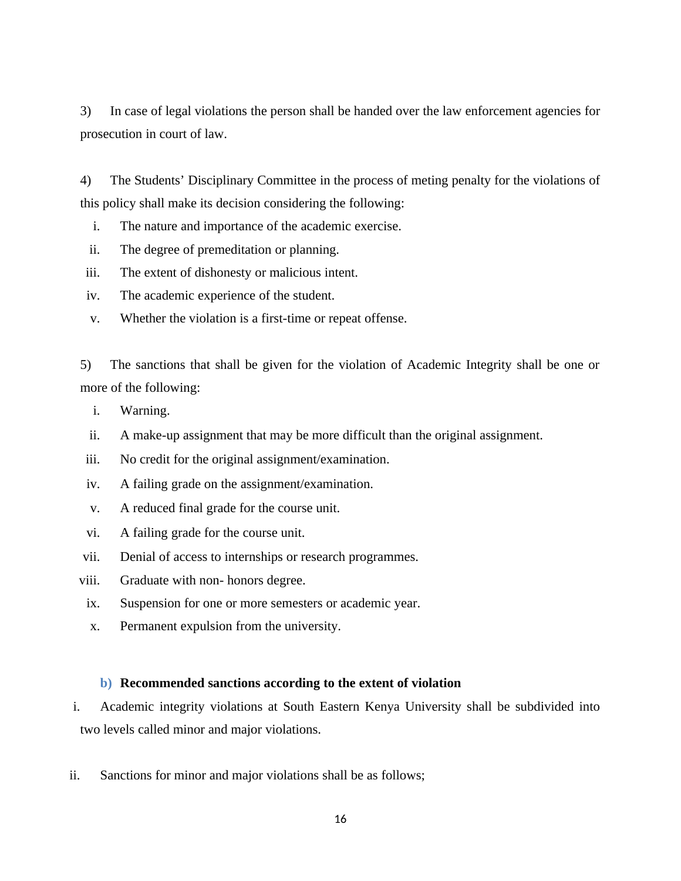3) In case of legal violations the person shall be handed over the law enforcement agencies for prosecution in court of law.

4) The Students' Disciplinary Committee in the process of meting penalty for the violations of this policy shall make its decision considering the following:

i. The nature and importance of the academic exercise.
ii. The degree of premeditation or planning.
iii. The extent of dishonesty or malicious intent.
iv. The academic experience of the student.
v. Whether the violation is a first-time or repeat offense.

5) The sanctions that shall be given for the violation of Academic Integrity shall be one or more of the following:

i. Warning.
ii. A make-up assignment that may be more difficult than the original assignment.
iii. No credit for the original assignment/examination.
iv. A failing grade on the assignment/examination.
v. A reduced final grade for the course unit.
vi. A failing grade for the course unit.
vii. Denial of access to internships or research programmes.
viii. Graduate with non- honors degree.
ix. Suspension for one or more semesters or academic year.
x. Permanent expulsion from the university.

### b) Recommended sanctions according to the extent of violation

i. Academic integrity violations at South Eastern Kenya University shall be subdivided into two levels called minor and major violations.

ii. Sanctions for minor and major violations shall be as follows;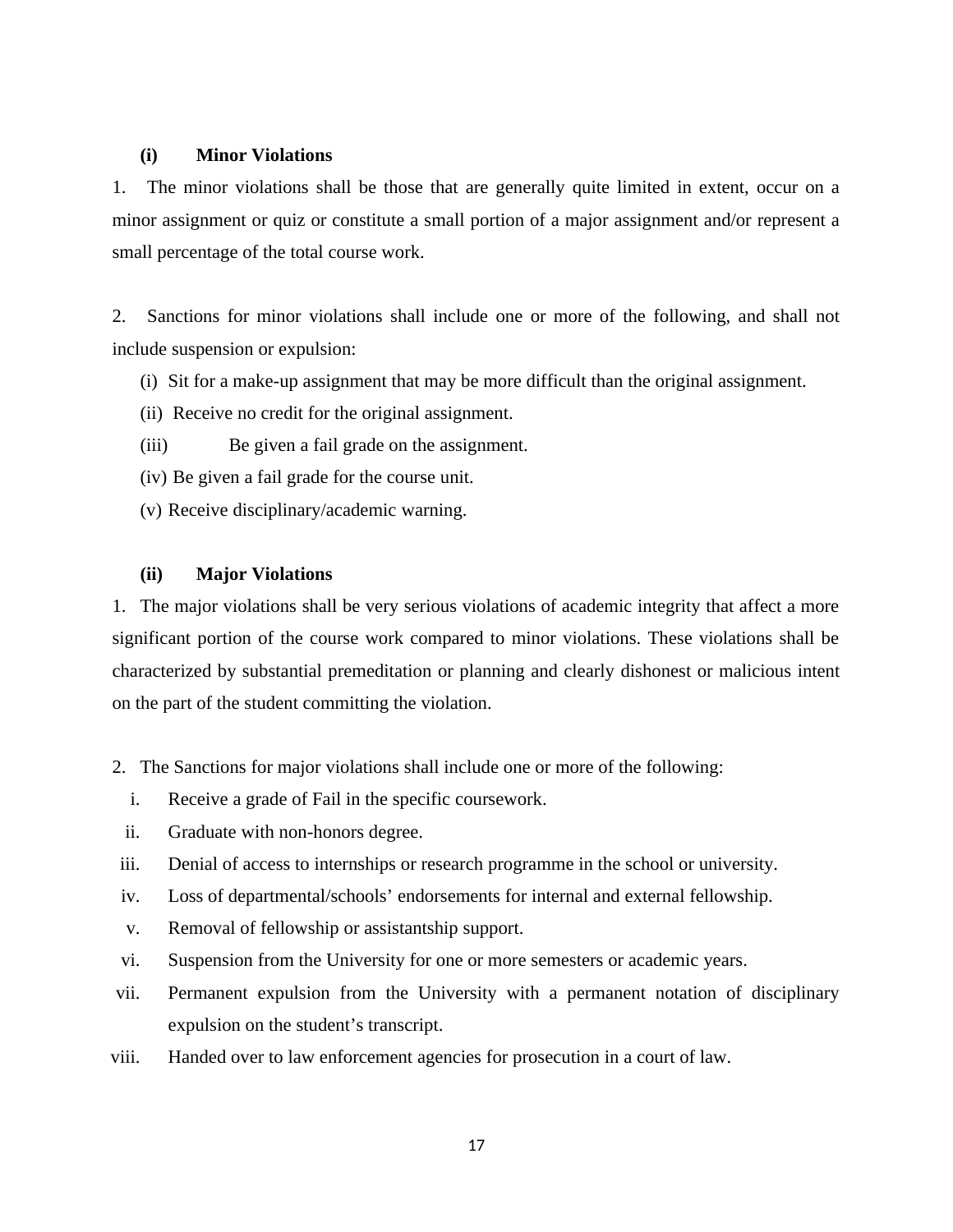**(i) Minor Violations**

1. The minor violations shall be those that are generally quite limited in extent, occur on a minor assignment or quiz or constitute a small portion of a major assignment and/or represent a small percentage of the total course work.

2. Sanctions for minor violations shall include one or more of the following, and shall not include suspension or expulsion:

   (i) Sit for a make-up assignment that may be more difficult than the original assignment.

   (ii) Receive no credit for the original assignment.

   (iii) Be given a fail grade on the assignment.

   (iv) Be given a fail grade for the course unit.

   (v) Receive disciplinary/academic warning.

**(ii) Major Violations**

1. The major violations shall be very serious violations of academic integrity that affect a more significant portion of the course work compared to minor violations. These violations shall be characterized by substantial premeditation or planning and clearly dishonest or malicious intent on the part of the student committing the violation.

2. The Sanctions for major violations shall include one or more of the following:

   i. Receive a grade of Fail in the specific coursework.

   ii. Graduate with non-honors degree.

   iii. Denial of access to internships or research programme in the school or university.

   iv. Loss of departmental/schools' endorsements for internal and external fellowship.

   v. Removal of fellowship or assistantship support.

   vi. Suspension from the University for one or more semesters or academic years.

   vii. Permanent expulsion from the University with a permanent notation of disciplinary expulsion on the student's transcript.

   viii. Handed over to law enforcement agencies for prosecution in a court of law.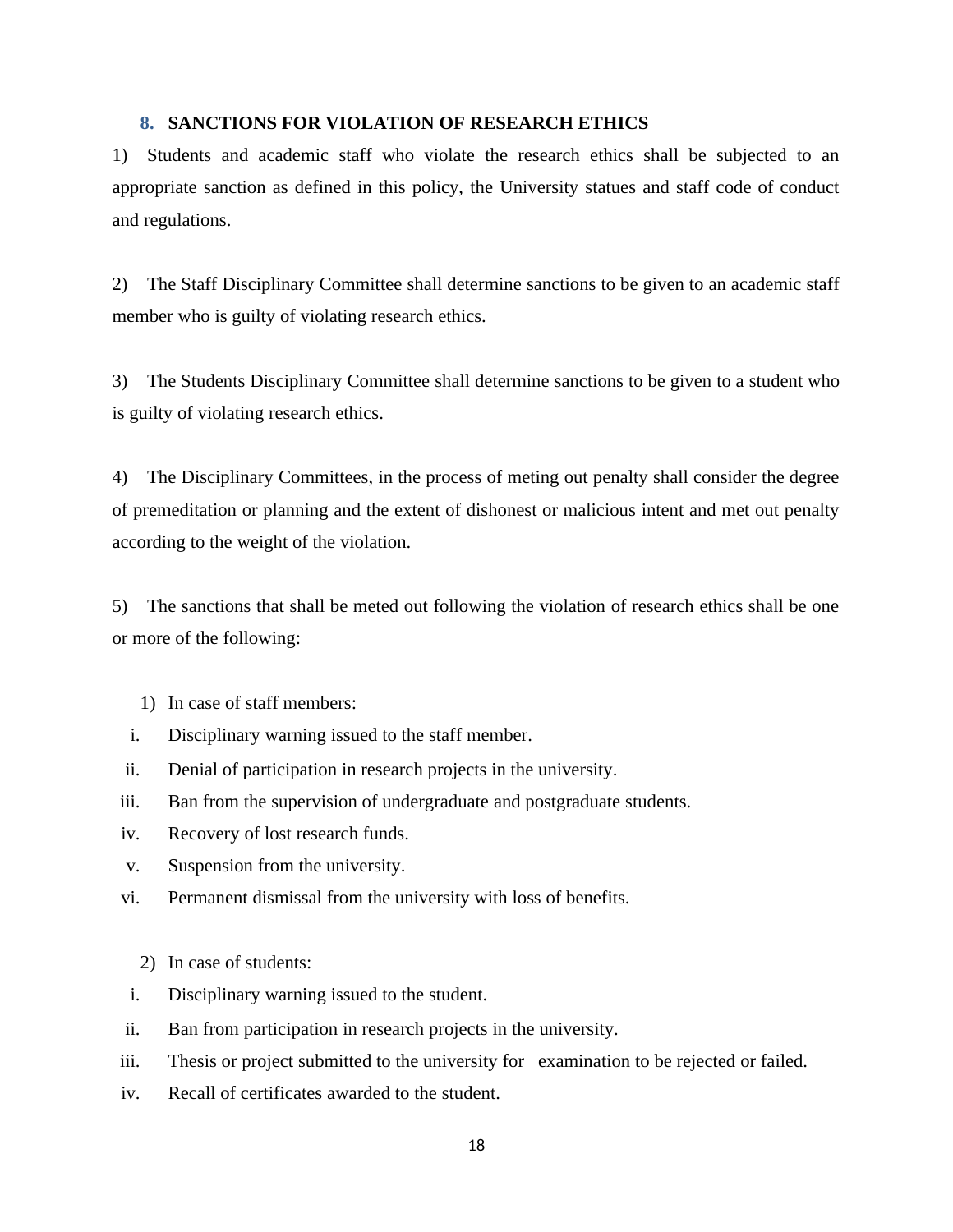## 8. SANCTIONS FOR VIOLATION OF RESEARCH ETHICS

1) Students and academic staff who violate the research ethics shall be subjected to an appropriate sanction as defined in this policy, the University statues and staff code of conduct and regulations.

2) The Staff Disciplinary Committee shall determine sanctions to be given to an academic staff member who is guilty of violating research ethics.

3) The Students Disciplinary Committee shall determine sanctions to be given to a student who is guilty of violating research ethics.

4) The Disciplinary Committees, in the process of meting out penalty shall consider the degree of premeditation or planning and the extent of dishonest or malicious intent and met out penalty according to the weight of the violation.

5) The sanctions that shall be meted out following the violation of research ethics shall be one or more of the following:

1) In case of staff members:

   i. Disciplinary warning issued to the staff member.
   ii. Denial of participation in research projects in the university.
   iii. Ban from the supervision of undergraduate and postgraduate students.
   iv. Recovery of lost research funds.
   v. Suspension from the university.
   vi. Permanent dismissal from the university with loss of benefits.

2) In case of students:

   i. Disciplinary warning issued to the student.
   ii. Ban from participation in research projects in the university.
   iii. Thesis or project submitted to the university for examination to be rejected or failed.
   iv. Recall of certificates awarded to the student.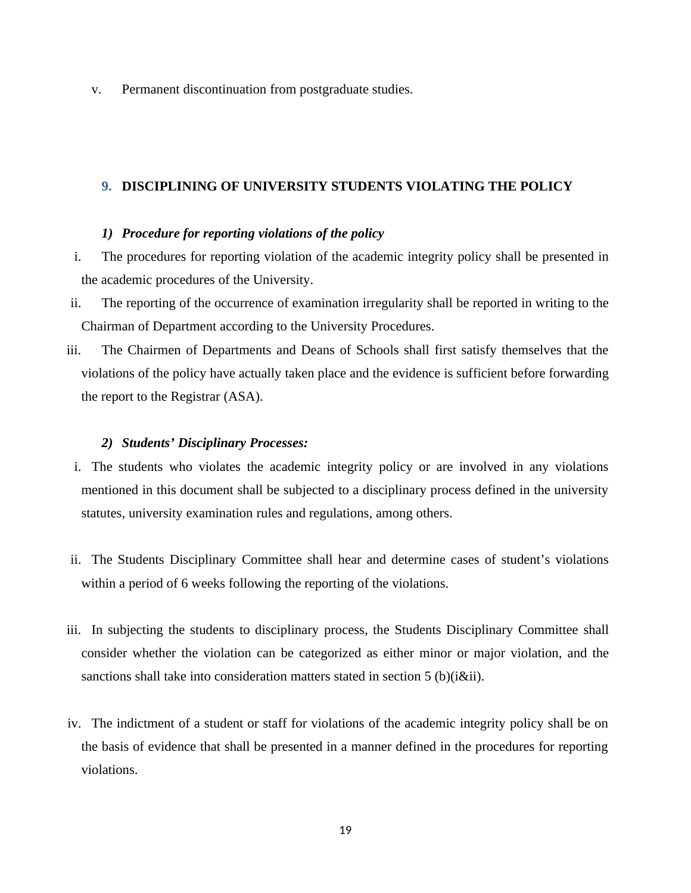v. Permanent discontinuation from postgraduate studies.

## 9. DISCIPLINING OF UNIVERSITY STUDENTS VIOLATING THE POLICY

### *1) Procedure for reporting violations of the policy*

i. The procedures for reporting violation of the academic integrity policy shall be presented in the academic procedures of the University.

ii. The reporting of the occurrence of examination irregularity shall be reported in writing to the Chairman of Department according to the University Procedures.

iii. The Chairmen of Departments and Deans of Schools shall first satisfy themselves that the violations of the policy have actually taken place and the evidence is sufficient before forwarding the report to the Registrar (ASA).

### *2) Students' Disciplinary Processes:*

i. The students who violates the academic integrity policy or are involved in any violations mentioned in this document shall be subjected to a disciplinary process defined in the university statutes, university examination rules and regulations, among others.

ii. The Students Disciplinary Committee shall hear and determine cases of student's violations within a period of 6 weeks following the reporting of the violations.

iii. In subjecting the students to disciplinary process, the Students Disciplinary Committee shall consider whether the violation can be categorized as either minor or major violation, and the sanctions shall take into consideration matters stated in section 5 (b)(i&ii).

iv. The indictment of a student or staff for violations of the academic integrity policy shall be on the basis of evidence that shall be presented in a manner defined in the procedures for reporting violations.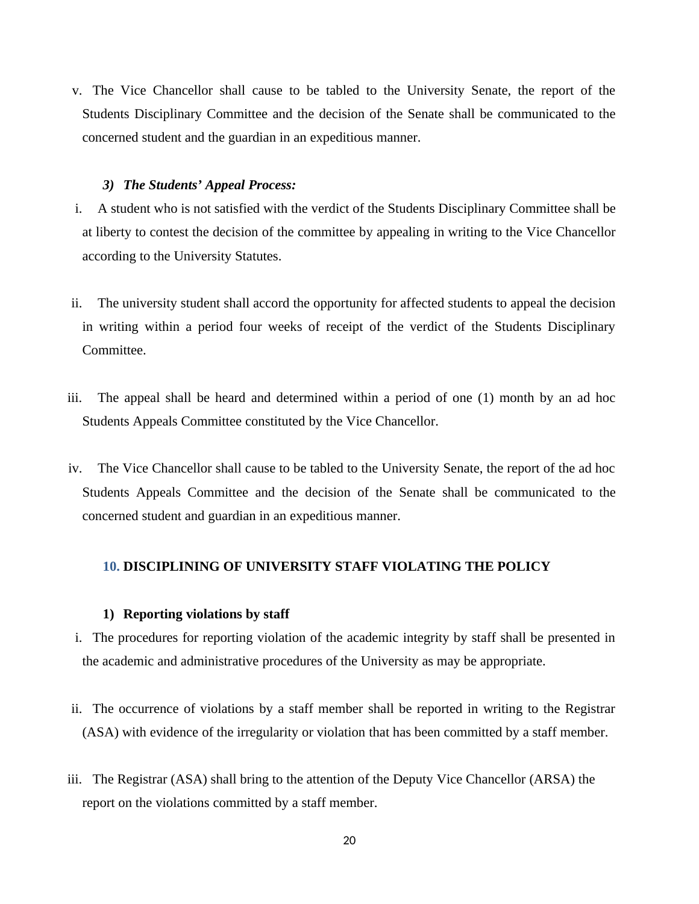v. The Vice Chancellor shall cause to be tabled to the University Senate, the report of the Students Disciplinary Committee and the decision of the Senate shall be communicated to the concerned student and the guardian in an expeditious manner.

***3) The Students' Appeal Process:***

i. A student who is not satisfied with the verdict of the Students Disciplinary Committee shall be at liberty to contest the decision of the committee by appealing in writing to the Vice Chancellor according to the University Statutes.

ii. The university student shall accord the opportunity for affected students to appeal the decision in writing within a period four weeks of receipt of the verdict of the Students Disciplinary Committee.

iii. The appeal shall be heard and determined within a period of one (1) month by an ad hoc Students Appeals Committee constituted by the Vice Chancellor.

iv. The Vice Chancellor shall cause to be tabled to the University Senate, the report of the ad hoc Students Appeals Committee and the decision of the Senate shall be communicated to the concerned student and guardian in an expeditious manner.

## 10. DISCIPLINING OF UNIVERSITY STAFF VIOLATING THE POLICY

**1) Reporting violations by staff**

i. The procedures for reporting violation of the academic integrity by staff shall be presented in the academic and administrative procedures of the University as may be appropriate.

ii. The occurrence of violations by a staff member shall be reported in writing to the Registrar (ASA) with evidence of the irregularity or violation that has been committed by a staff member.

iii. The Registrar (ASA) shall bring to the attention of the Deputy Vice Chancellor (ARSA) the report on the violations committed by a staff member.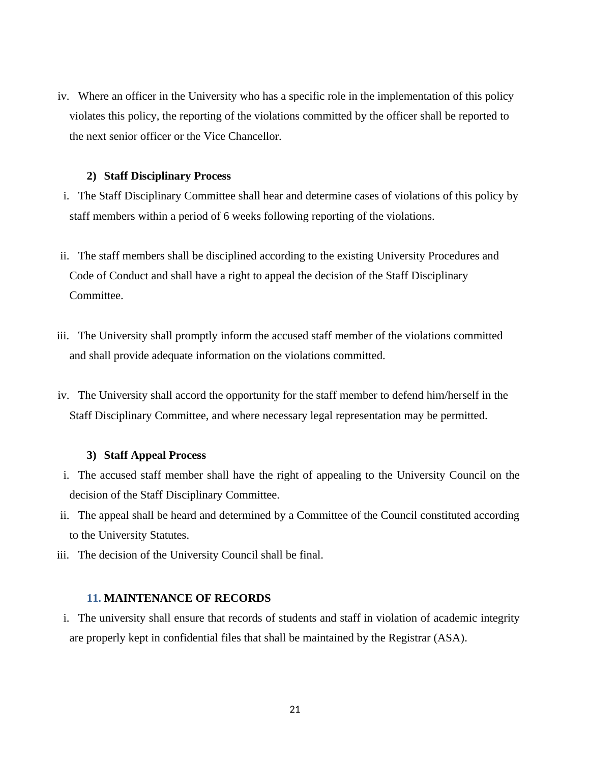iv. Where an officer in the University who has a specific role in the implementation of this policy violates this policy, the reporting of the violations committed by the officer shall be reported to the next senior officer or the Vice Chancellor.

**2) Staff Disciplinary Process**

i. The Staff Disciplinary Committee shall hear and determine cases of violations of this policy by staff members within a period of 6 weeks following reporting of the violations.

ii. The staff members shall be disciplined according to the existing University Procedures and Code of Conduct and shall have a right to appeal the decision of the Staff Disciplinary Committee.

iii. The University shall promptly inform the accused staff member of the violations committed and shall provide adequate information on the violations committed.

iv. The University shall accord the opportunity for the staff member to defend him/herself in the Staff Disciplinary Committee, and where necessary legal representation may be permitted.

**3) Staff Appeal Process**

i. The accused staff member shall have the right of appealing to the University Council on the decision of the Staff Disciplinary Committee.

ii. The appeal shall be heard and determined by a Committee of the Council constituted according to the University Statutes.

iii. The decision of the University Council shall be final.

## 11. MAINTENANCE OF RECORDS

i. The university shall ensure that records of students and staff in violation of academic integrity are properly kept in confidential files that shall be maintained by the Registrar (ASA).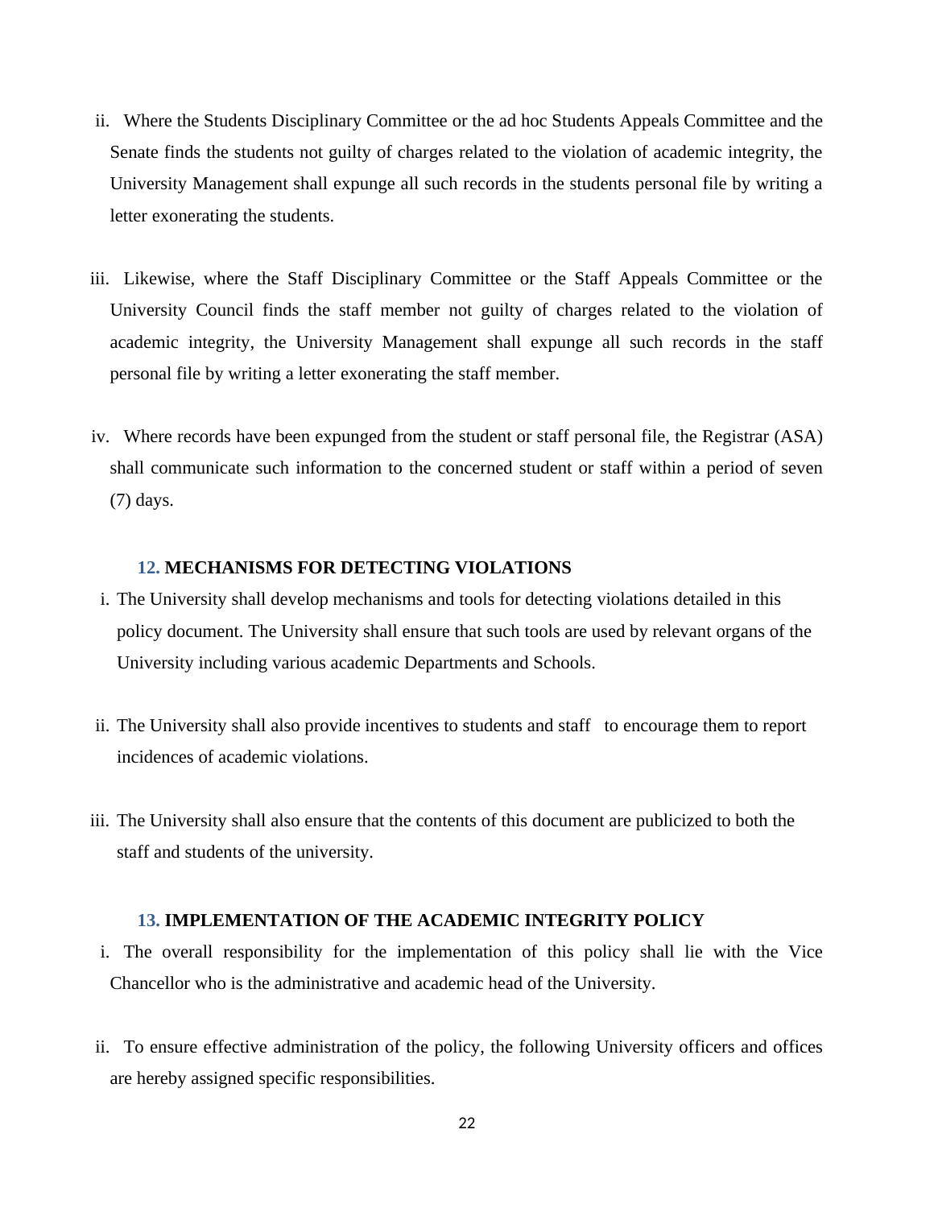ii. Where the Students Disciplinary Committee or the ad hoc Students Appeals Committee and the Senate finds the students not guilty of charges related to the violation of academic integrity, the University Management shall expunge all such records in the students personal file by writing a letter exonerating the students.

iii. Likewise, where the Staff Disciplinary Committee or the Staff Appeals Committee or the University Council finds the staff member not guilty of charges related to the violation of academic integrity, the University Management shall expunge all such records in the staff personal file by writing a letter exonerating the staff member.

iv. Where records have been expunged from the student or staff personal file, the Registrar (ASA) shall communicate such information to the concerned student or staff within a period of seven (7) days.

## 12. MECHANISMS FOR DETECTING VIOLATIONS

i. The University shall develop mechanisms and tools for detecting violations detailed in this policy document. The University shall ensure that such tools are used by relevant organs of the University including various academic Departments and Schools.

ii. The University shall also provide incentives to students and staff to encourage them to report incidences of academic violations.

iii. The University shall also ensure that the contents of this document are publicized to both the staff and students of the university.

## 13. IMPLEMENTATION OF THE ACADEMIC INTEGRITY POLICY

i. The overall responsibility for the implementation of this policy shall lie with the Vice Chancellor who is the administrative and academic head of the University.

ii. To ensure effective administration of the policy, the following University officers and offices are hereby assigned specific responsibilities.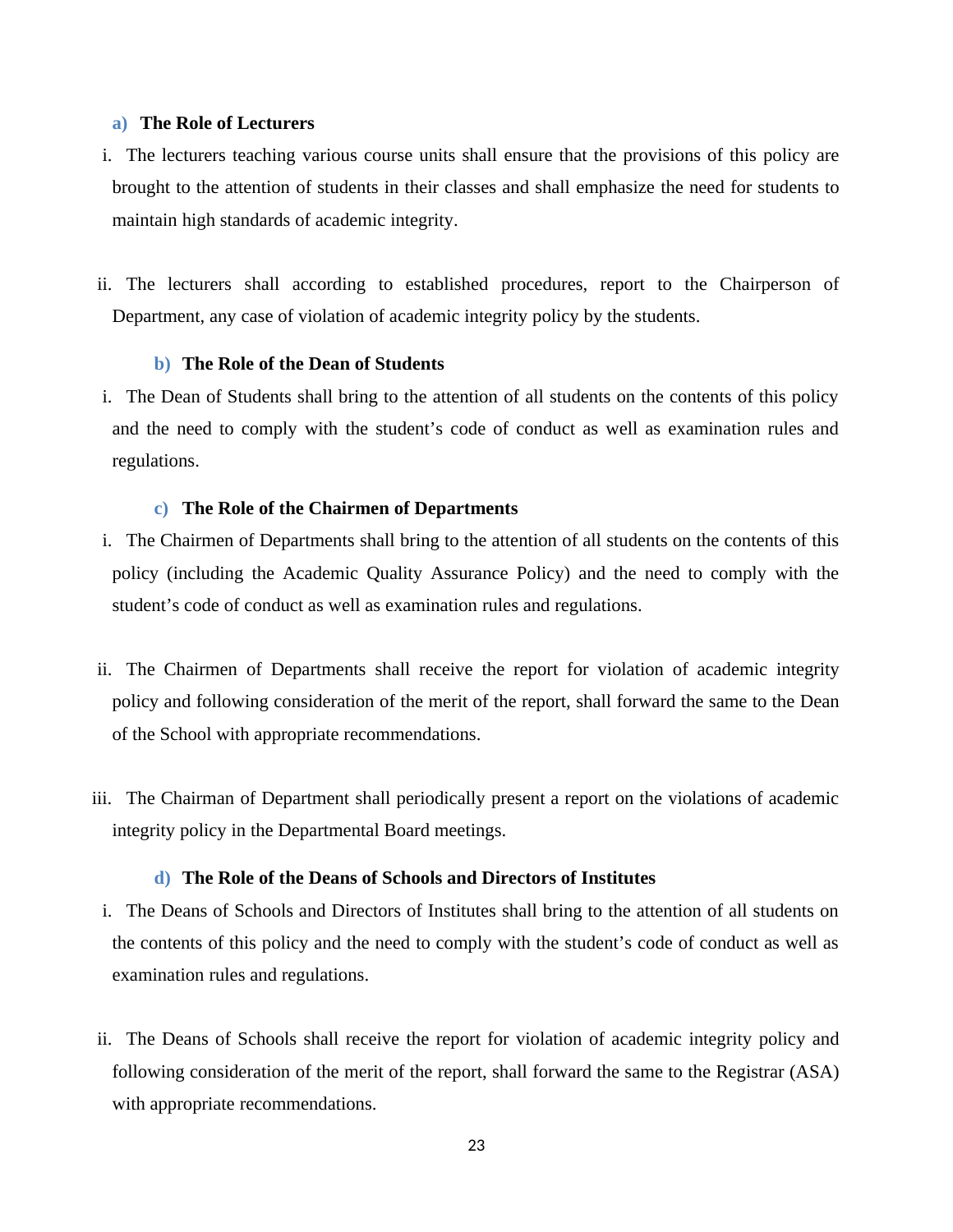**a) The Role of Lecturers**

i. The lecturers teaching various course units shall ensure that the provisions of this policy are brought to the attention of students in their classes and shall emphasize the need for students to maintain high standards of academic integrity.

ii. The lecturers shall according to established procedures, report to the Chairperson of Department, any case of violation of academic integrity policy by the students.

**b) The Role of the Dean of Students**

i. The Dean of Students shall bring to the attention of all students on the contents of this policy and the need to comply with the student's code of conduct as well as examination rules and regulations.

**c) The Role of the Chairmen of Departments**

i. The Chairmen of Departments shall bring to the attention of all students on the contents of this policy (including the Academic Quality Assurance Policy) and the need to comply with the student's code of conduct as well as examination rules and regulations.

ii. The Chairmen of Departments shall receive the report for violation of academic integrity policy and following consideration of the merit of the report, shall forward the same to the Dean of the School with appropriate recommendations.

iii. The Chairman of Department shall periodically present a report on the violations of academic integrity policy in the Departmental Board meetings.

**d) The Role of the Deans of Schools and Directors of Institutes**

i. The Deans of Schools and Directors of Institutes shall bring to the attention of all students on the contents of this policy and the need to comply with the student's code of conduct as well as examination rules and regulations.

ii. The Deans of Schools shall receive the report for violation of academic integrity policy and following consideration of the merit of the report, shall forward the same to the Registrar (ASA) with appropriate recommendations.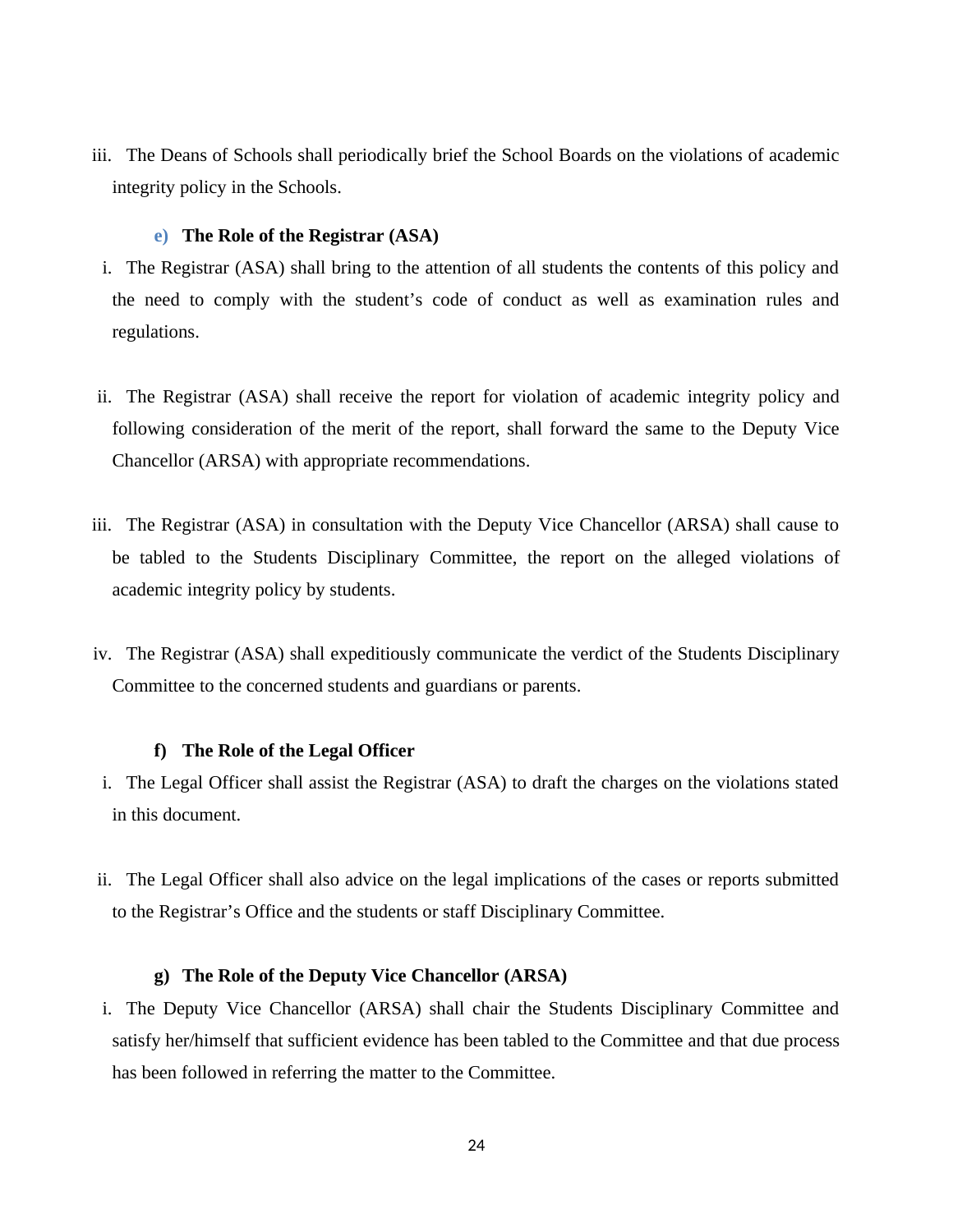iii. The Deans of Schools shall periodically brief the School Boards on the violations of academic integrity policy in the Schools.

**e) The Role of the Registrar (ASA)**

i. The Registrar (ASA) shall bring to the attention of all students the contents of this policy and the need to comply with the student's code of conduct as well as examination rules and regulations.

ii. The Registrar (ASA) shall receive the report for violation of academic integrity policy and following consideration of the merit of the report, shall forward the same to the Deputy Vice Chancellor (ARSA) with appropriate recommendations.

iii. The Registrar (ASA) in consultation with the Deputy Vice Chancellor (ARSA) shall cause to be tabled to the Students Disciplinary Committee, the report on the alleged violations of academic integrity policy by students.

iv. The Registrar (ASA) shall expeditiously communicate the verdict of the Students Disciplinary Committee to the concerned students and guardians or parents.

**f) The Role of the Legal Officer**

i. The Legal Officer shall assist the Registrar (ASA) to draft the charges on the violations stated in this document.

ii. The Legal Officer shall also advice on the legal implications of the cases or reports submitted to the Registrar's Office and the students or staff Disciplinary Committee.

**g) The Role of the Deputy Vice Chancellor (ARSA)**

i. The Deputy Vice Chancellor (ARSA) shall chair the Students Disciplinary Committee and satisfy her/himself that sufficient evidence has been tabled to the Committee and that due process has been followed in referring the matter to the Committee.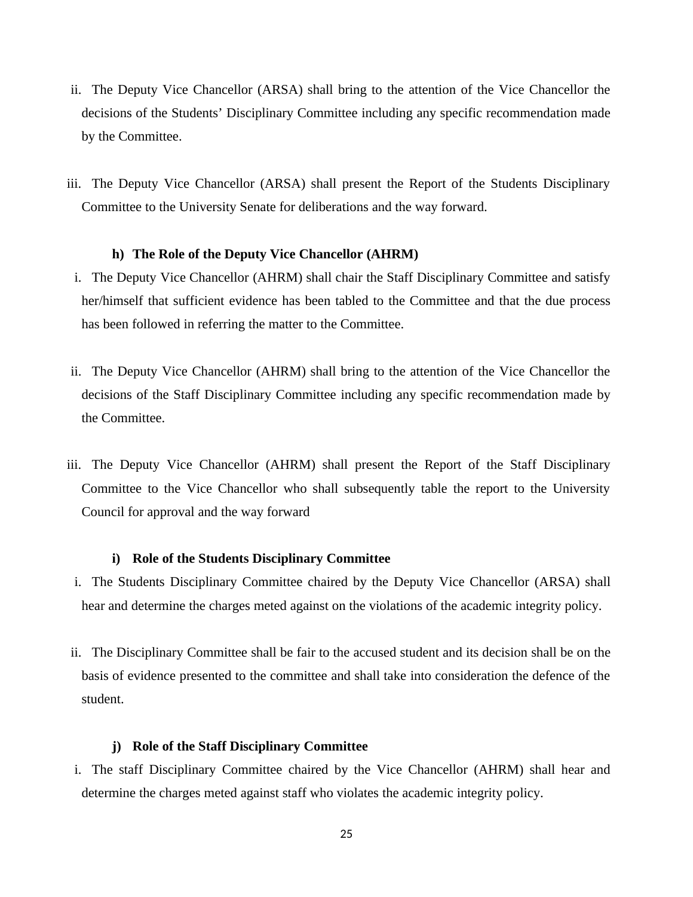ii. The Deputy Vice Chancellor (ARSA) shall bring to the attention of the Vice Chancellor the decisions of the Students' Disciplinary Committee including any specific recommendation made by the Committee.

iii. The Deputy Vice Chancellor (ARSA) shall present the Report of the Students Disciplinary Committee to the University Senate for deliberations and the way forward.

**h) The Role of the Deputy Vice Chancellor (AHRM)**

i. The Deputy Vice Chancellor (AHRM) shall chair the Staff Disciplinary Committee and satisfy her/himself that sufficient evidence has been tabled to the Committee and that the due process has been followed in referring the matter to the Committee.

ii. The Deputy Vice Chancellor (AHRM) shall bring to the attention of the Vice Chancellor the decisions of the Staff Disciplinary Committee including any specific recommendation made by the Committee.

iii. The Deputy Vice Chancellor (AHRM) shall present the Report of the Staff Disciplinary Committee to the Vice Chancellor who shall subsequently table the report to the University Council for approval and the way forward

**i) Role of the Students Disciplinary Committee**

i. The Students Disciplinary Committee chaired by the Deputy Vice Chancellor (ARSA) shall hear and determine the charges meted against on the violations of the academic integrity policy.

ii. The Disciplinary Committee shall be fair to the accused student and its decision shall be on the basis of evidence presented to the committee and shall take into consideration the defence of the student.

**j) Role of the Staff Disciplinary Committee**

i. The staff Disciplinary Committee chaired by the Vice Chancellor (AHRM) shall hear and determine the charges meted against staff who violates the academic integrity policy.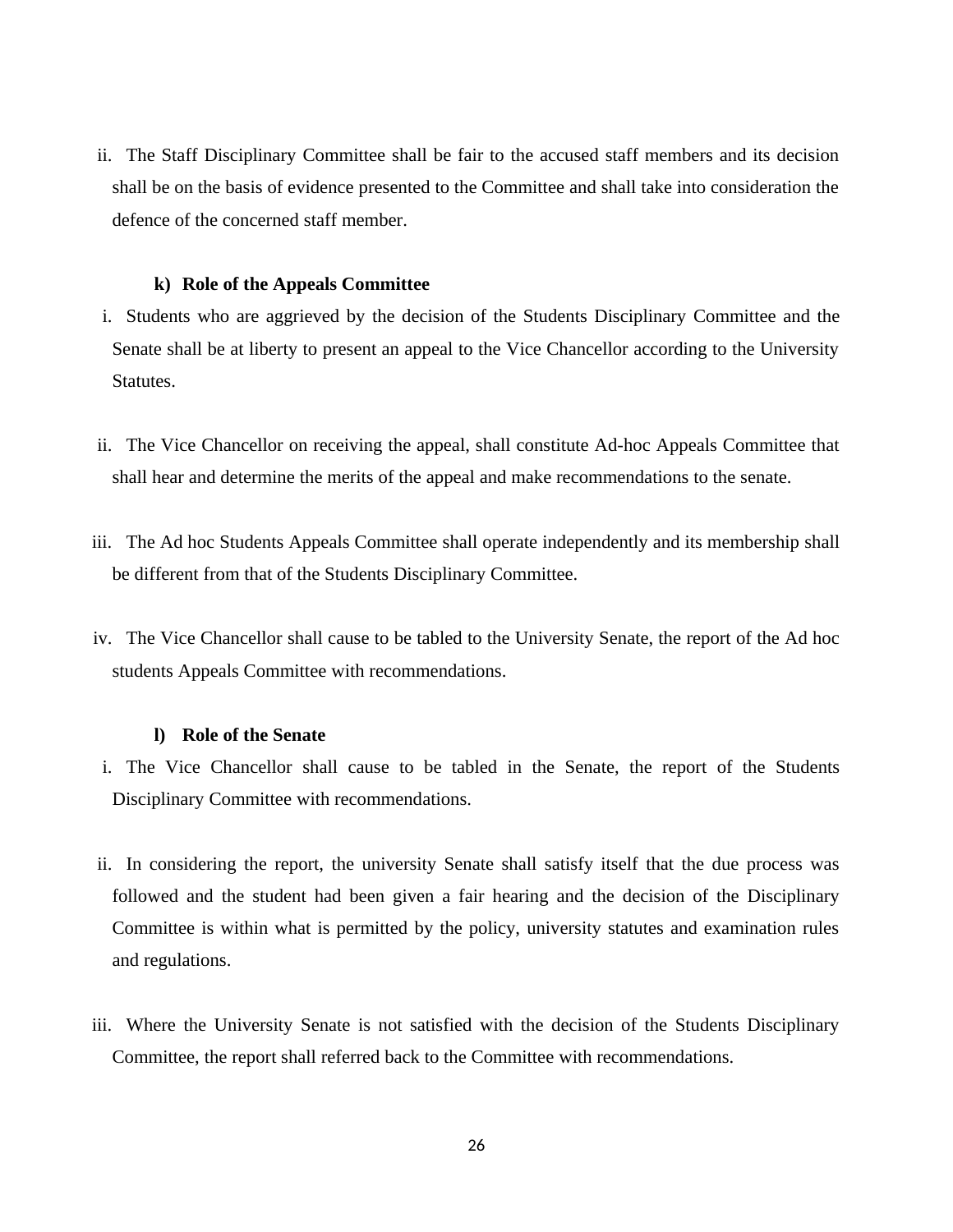ii. The Staff Disciplinary Committee shall be fair to the accused staff members and its decision shall be on the basis of evidence presented to the Committee and shall take into consideration the defence of the concerned staff member.

**k) Role of the Appeals Committee**

i. Students who are aggrieved by the decision of the Students Disciplinary Committee and the Senate shall be at liberty to present an appeal to the Vice Chancellor according to the University Statutes.

ii. The Vice Chancellor on receiving the appeal, shall constitute Ad-hoc Appeals Committee that shall hear and determine the merits of the appeal and make recommendations to the senate.

iii. The Ad hoc Students Appeals Committee shall operate independently and its membership shall be different from that of the Students Disciplinary Committee.

iv. The Vice Chancellor shall cause to be tabled to the University Senate, the report of the Ad hoc students Appeals Committee with recommendations.

**l) Role of the Senate**

i. The Vice Chancellor shall cause to be tabled in the Senate, the report of the Students Disciplinary Committee with recommendations.

ii. In considering the report, the university Senate shall satisfy itself that the due process was followed and the student had been given a fair hearing and the decision of the Disciplinary Committee is within what is permitted by the policy, university statutes and examination rules and regulations.

iii. Where the University Senate is not satisfied with the decision of the Students Disciplinary Committee, the report shall referred back to the Committee with recommendations.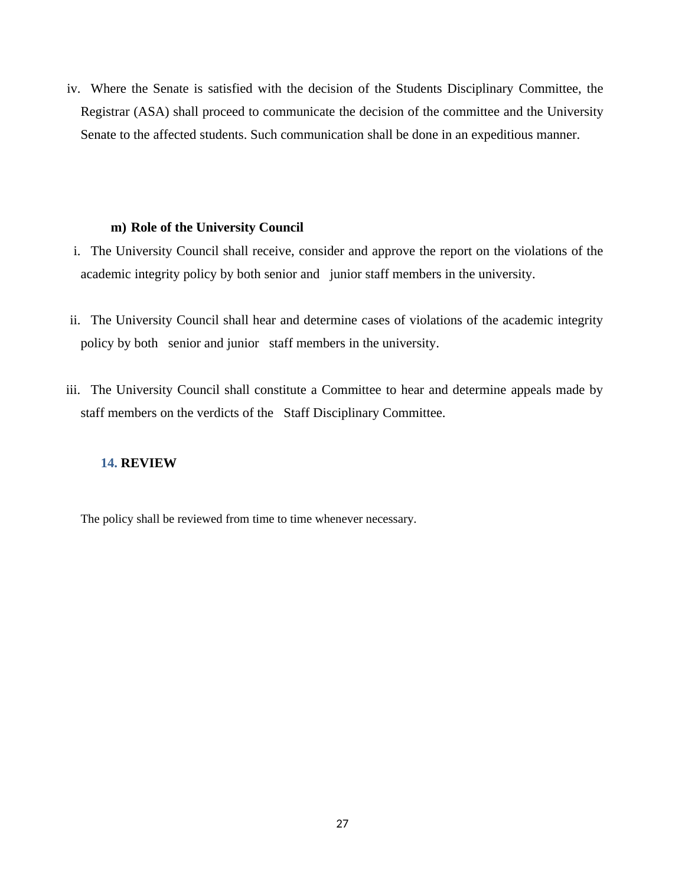iv. Where the Senate is satisfied with the decision of the Students Disciplinary Committee, the Registrar (ASA) shall proceed to communicate the decision of the committee and the University Senate to the affected students. Such communication shall be done in an expeditious manner.

**m) Role of the University Council**

i. The University Council shall receive, consider and approve the report on the violations of the academic integrity policy by both senior and junior staff members in the university.

ii. The University Council shall hear and determine cases of violations of the academic integrity policy by both senior and junior staff members in the university.

iii. The University Council shall constitute a Committee to hear and determine appeals made by staff members on the verdicts of the Staff Disciplinary Committee.

## 14. REVIEW

The policy shall be reviewed from time to time whenever necessary.